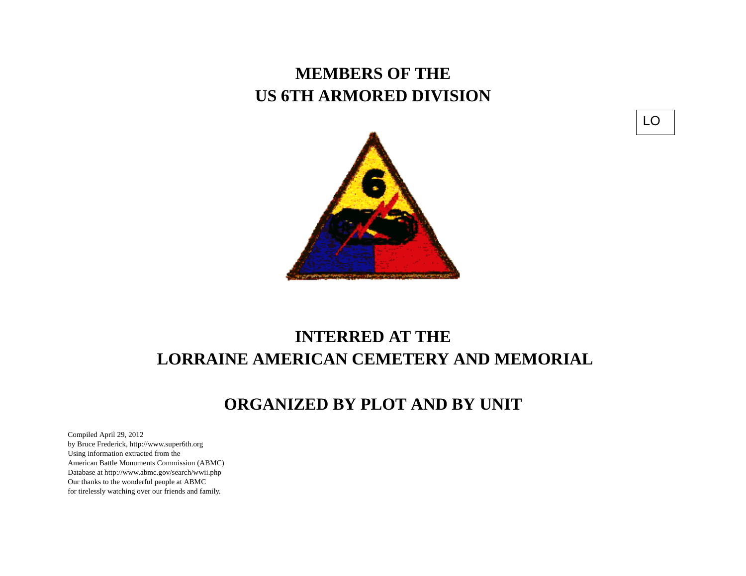# MEMBERS OF THE
# US 6TH ARMORED DIVISION

LO

# INTERRED AT THE
# LORRAINE AMERICAN CEMETERY AND MEMORIAL

## ORGANIZED BY PLOT AND BY UNIT

Compiled April 29, 2012
by Bruce Frederick, http://www.super6th.org
Using information extracted from the
American Battle Monuments Commission (ABMC)
Database at http://www.abmc.gov/search/wwii.php
Our thanks to the wonderful people at ABMC
for tirelessly watching over our friends and family.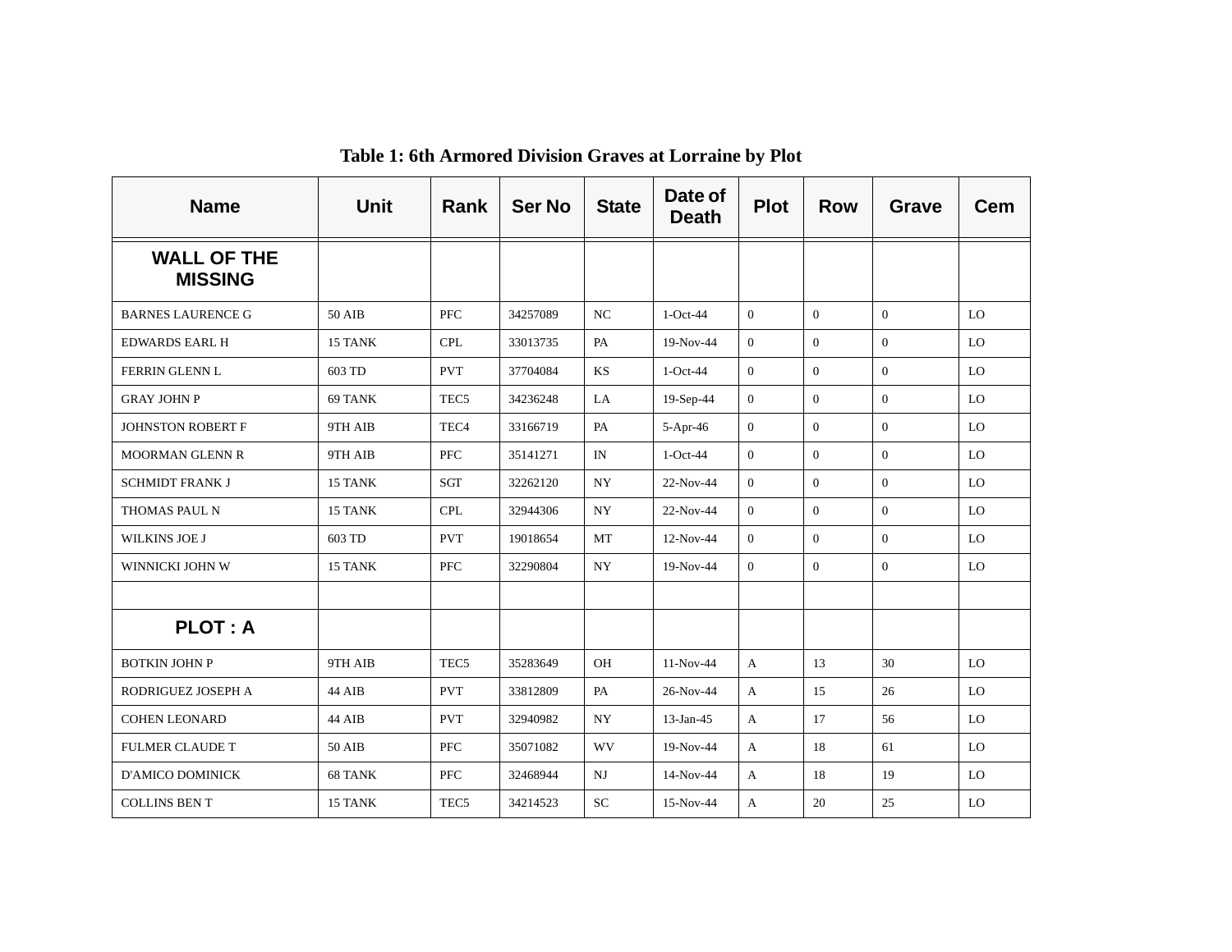**Table 1: 6th Armored Division Graves at Lorraine by Plot**

| Name | Unit | Rank | Ser No | State | Date of Death | Plot | Row | Grave | Cem |
|---|---|---|---|---|---|---|---|---|---|
| **WALL OF THE MISSING** | | | | | | | | | |
| BARNES LAURENCE G | 50 AIB | PFC | 34257089 | NC | 1-Oct-44 | 0 | 0 | 0 | LO |
| EDWARDS EARL H | 15 TANK | CPL | 33013735 | PA | 19-Nov-44 | 0 | 0 | 0 | LO |
| FERRIN GLENN L | 603 TD | PVT | 37704084 | KS | 1-Oct-44 | 0 | 0 | 0 | LO |
| GRAY JOHN P | 69 TANK | TEC5 | 34236248 | LA | 19-Sep-44 | 0 | 0 | 0 | LO |
| JOHNSTON ROBERT F | 9TH AIB | TEC4 | 33166719 | PA | 5-Apr-46 | 0 | 0 | 0 | LO |
| MOORMAN GLENN R | 9TH AIB | PFC | 35141271 | IN | 1-Oct-44 | 0 | 0 | 0 | LO |
| SCHMIDT FRANK J | 15 TANK | SGT | 32262120 | NY | 22-Nov-44 | 0 | 0 | 0 | LO |
| THOMAS PAUL N | 15 TANK | CPL | 32944306 | NY | 22-Nov-44 | 0 | 0 | 0 | LO |
| WILKINS JOE J | 603 TD | PVT | 19018654 | MT | 12-Nov-44 | 0 | 0 | 0 | LO |
| WINNICKI JOHN W | 15 TANK | PFC | 32290804 | NY | 19-Nov-44 | 0 | 0 | 0 | LO |
| | | | | | | | | | |
| **PLOT : A** | | | | | | | | | |
| BOTKIN JOHN P | 9TH AIB | TEC5 | 35283649 | OH | 11-Nov-44 | A | 13 | 30 | LO |
| RODRIGUEZ JOSEPH A | 44 AIB | PVT | 33812809 | PA | 26-Nov-44 | A | 15 | 26 | LO |
| COHEN LEONARD | 44 AIB | PVT | 32940982 | NY | 13-Jan-45 | A | 17 | 56 | LO |
| FULMER CLAUDE T | 50 AIB | PFC | 35071082 | WV | 19-Nov-44 | A | 18 | 61 | LO |
| D'AMICO DOMINICK | 68 TANK | PFC | 32468944 | NJ | 14-Nov-44 | A | 18 | 19 | LO |
| COLLINS BEN T | 15 TANK | TEC5 | 34214523 | SC | 15-Nov-44 | A | 20 | 25 | LO |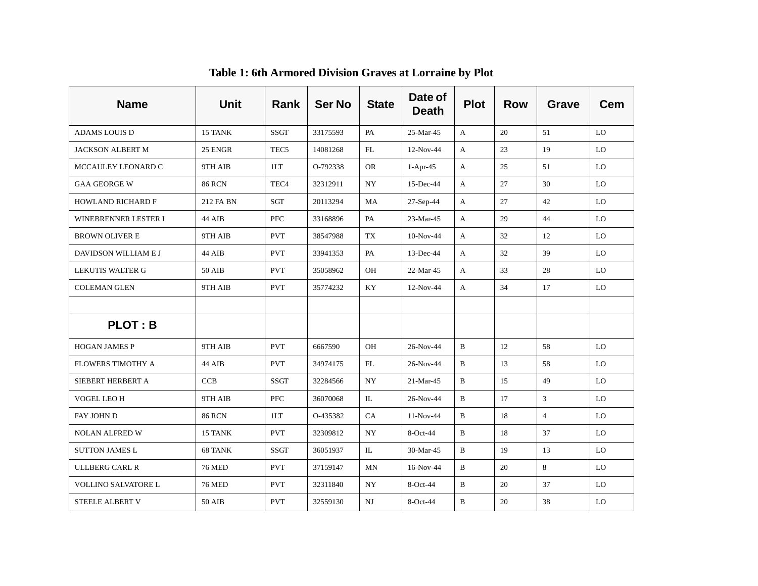**Table 1: 6th Armored Division Graves at Lorraine by Plot**

| Name | Unit | Rank | Ser No | State | Date of Death | Plot | Row | Grave | Cem |
|---|---|---|---|---|---|---|---|---|---|
| ADAMS LOUIS D | 15 TANK | SSGT | 33175593 | PA | 25-Mar-45 | A | 20 | 51 | LO |
| JACKSON ALBERT M | 25 ENGR | TEC5 | 14081268 | FL | 12-Nov-44 | A | 23 | 19 | LO |
| MCCAULEY LEONARD C | 9TH AIB | 1LT | O-792338 | OR | 1-Apr-45 | A | 25 | 51 | LO |
| GAA GEORGE W | 86 RCN | TEC4 | 32312911 | NY | 15-Dec-44 | A | 27 | 30 | LO |
| HOWLAND RICHARD F | 212 FA BN | SGT | 20113294 | MA | 27-Sep-44 | A | 27 | 42 | LO |
| WINEBRENNER LESTER I | 44 AIB | PFC | 33168896 | PA | 23-Mar-45 | A | 29 | 44 | LO |
| BROWN OLIVER E | 9TH AIB | PVT | 38547988 | TX | 10-Nov-44 | A | 32 | 12 | LO |
| DAVIDSON WILLIAM E J | 44 AIB | PVT | 33941353 | PA | 13-Dec-44 | A | 32 | 39 | LO |
| LEKUTIS WALTER G | 50 AIB | PVT | 35058962 | OH | 22-Mar-45 | A | 33 | 28 | LO |
| COLEMAN GLEN | 9TH AIB | PVT | 35774232 | KY | 12-Nov-44 | A | 34 | 17 | LO |
| | | | | | | | | | |
| **PLOT : B** | | | | | | | | | |
| HOGAN JAMES P | 9TH AIB | PVT | 6667590 | OH | 26-Nov-44 | B | 12 | 58 | LO |
| FLOWERS TIMOTHY A | 44 AIB | PVT | 34974175 | FL | 26-Nov-44 | B | 13 | 58 | LO |
| SIEBERT HERBERT A | CCB | SSGT | 32284566 | NY | 21-Mar-45 | B | 15 | 49 | LO |
| VOGEL LEO H | 9TH AIB | PFC | 36070068 | IL | 26-Nov-44 | B | 17 | 3 | LO |
| FAY JOHN D | 86 RCN | 1LT | O-435382 | CA | 11-Nov-44 | B | 18 | 4 | LO |
| NOLAN ALFRED W | 15 TANK | PVT | 32309812 | NY | 8-Oct-44 | B | 18 | 37 | LO |
| SUTTON JAMES L | 68 TANK | SSGT | 36051937 | IL | 30-Mar-45 | B | 19 | 13 | LO |
| ULLBERG CARL R | 76 MED | PVT | 37159147 | MN | 16-Nov-44 | B | 20 | 8 | LO |
| VOLLINO SALVATORE L | 76 MED | PVT | 32311840 | NY | 8-Oct-44 | B | 20 | 37 | LO |
| STEELE ALBERT V | 50 AIB | PVT | 32559130 | NJ | 8-Oct-44 | B | 20 | 38 | LO |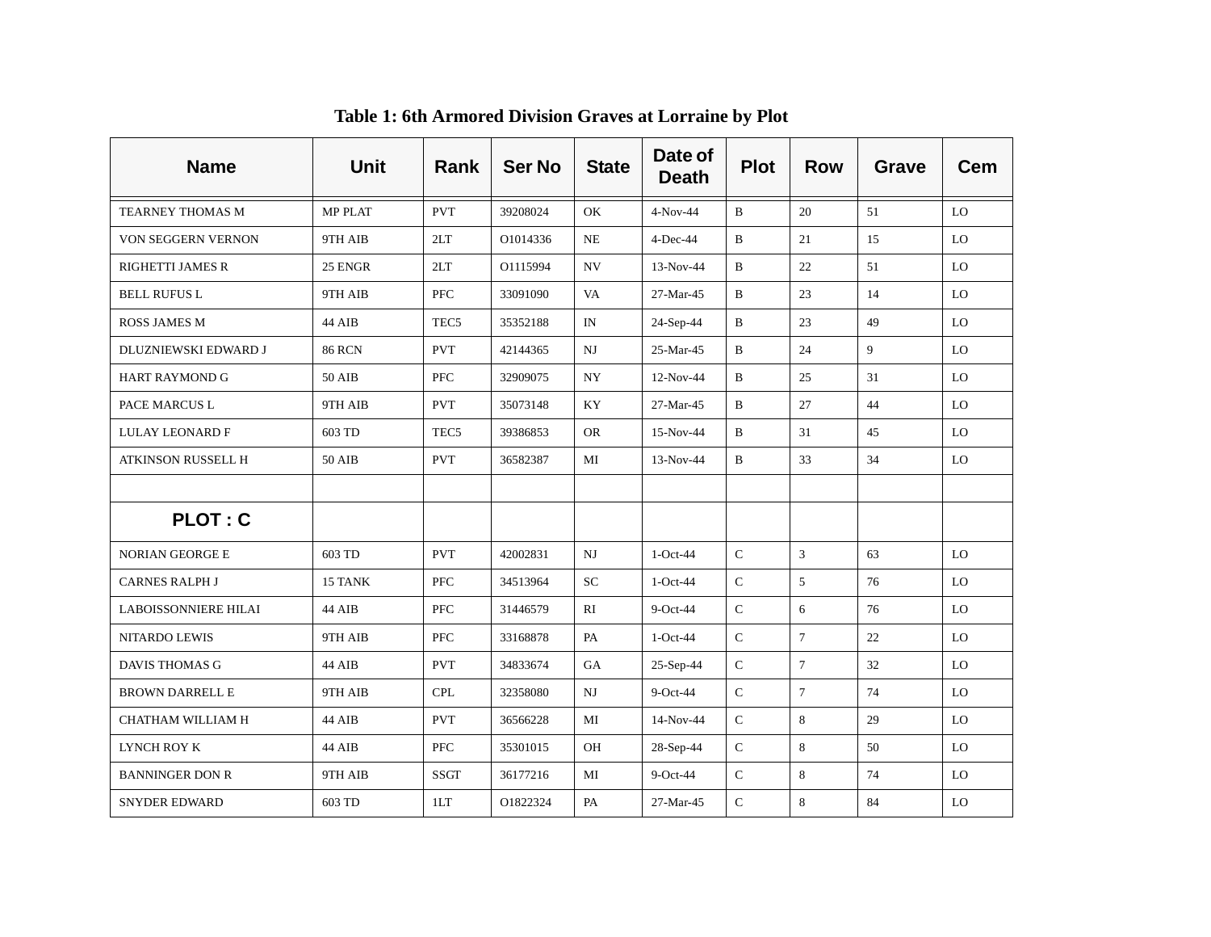**Table 1: 6th Armored Division Graves at Lorraine by Plot**

| Name | Unit | Rank | Ser No | State | Date of Death | Plot | Row | Grave | Cem |
|---|---|---|---|---|---|---|---|---|---|
| TEARNEY THOMAS M | MP PLAT | PVT | 39208024 | OK | 4-Nov-44 | B | 20 | 51 | LO |
| VON SEGGERN VERNON | 9TH AIB | 2LT | O1014336 | NE | 4-Dec-44 | B | 21 | 15 | LO |
| RIGHETTI JAMES R | 25 ENGR | 2LT | O1115994 | NV | 13-Nov-44 | B | 22 | 51 | LO |
| BELL RUFUS L | 9TH AIB | PFC | 33091090 | VA | 27-Mar-45 | B | 23 | 14 | LO |
| ROSS JAMES M | 44 AIB | TEC5 | 35352188 | IN | 24-Sep-44 | B | 23 | 49 | LO |
| DLUZNIEWSKI EDWARD J | 86 RCN | PVT | 42144365 | NJ | 25-Mar-45 | B | 24 | 9 | LO |
| HART RAYMOND G | 50 AIB | PFC | 32909075 | NY | 12-Nov-44 | B | 25 | 31 | LO |
| PACE MARCUS L | 9TH AIB | PVT | 35073148 | KY | 27-Mar-45 | B | 27 | 44 | LO |
| LULAY LEONARD F | 603 TD | TEC5 | 39386853 | OR | 15-Nov-44 | B | 31 | 45 | LO |
| ATKINSON RUSSELL H | 50 AIB | PVT | 36582387 | MI | 13-Nov-44 | B | 33 | 34 | LO |
| | | | | | | | | | |
| **PLOT : C** | | | | | | | | | |
| NORIAN GEORGE E | 603 TD | PVT | 42002831 | NJ | 1-Oct-44 | C | 3 | 63 | LO |
| CARNES RALPH J | 15 TANK | PFC | 34513964 | SC | 1-Oct-44 | C | 5 | 76 | LO |
| LABOISSONNIERE HILAI | 44 AIB | PFC | 31446579 | RI | 9-Oct-44 | C | 6 | 76 | LO |
| NITARDO LEWIS | 9TH AIB | PFC | 33168878 | PA | 1-Oct-44 | C | 7 | 22 | LO |
| DAVIS THOMAS G | 44 AIB | PVT | 34833674 | GA | 25-Sep-44 | C | 7 | 32 | LO |
| BROWN DARRELL E | 9TH AIB | CPL | 32358080 | NJ | 9-Oct-44 | C | 7 | 74 | LO |
| CHATHAM WILLIAM H | 44 AIB | PVT | 36566228 | MI | 14-Nov-44 | C | 8 | 29 | LO |
| LYNCH ROY K | 44 AIB | PFC | 35301015 | OH | 28-Sep-44 | C | 8 | 50 | LO |
| BANNINGER DON R | 9TH AIB | SSGT | 36177216 | MI | 9-Oct-44 | C | 8 | 74 | LO |
| SNYDER EDWARD | 603 TD | 1LT | O1822324 | PA | 27-Mar-45 | C | 8 | 84 | LO |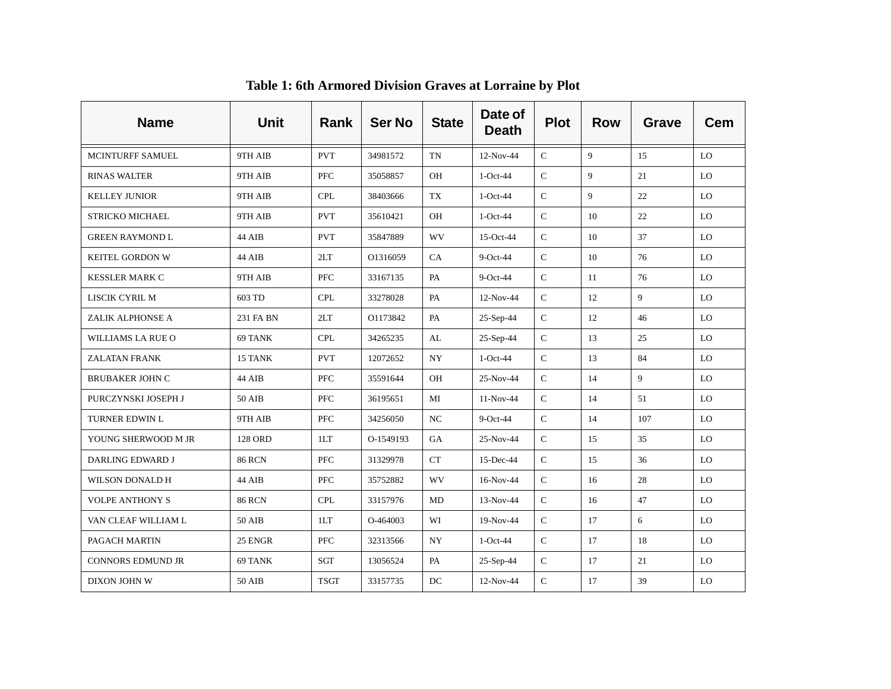**Table 1: 6th Armored Division Graves at Lorraine by Plot**

| Name | Unit | Rank | Ser No | State | Date of Death | Plot | Row | Grave | Cem |
|---|---|---|---|---|---|---|---|---|---|
| MCINTURFF SAMUEL | 9TH AIB | PVT | 34981572 | TN | 12-Nov-44 | C | 9 | 15 | LO |
| RINAS WALTER | 9TH AIB | PFC | 35058857 | OH | 1-Oct-44 | C | 9 | 21 | LO |
| KELLEY JUNIOR | 9TH AIB | CPL | 38403666 | TX | 1-Oct-44 | C | 9 | 22 | LO |
| STRICKO MICHAEL | 9TH AIB | PVT | 35610421 | OH | 1-Oct-44 | C | 10 | 22 | LO |
| GREEN RAYMOND L | 44 AIB | PVT | 35847889 | WV | 15-Oct-44 | C | 10 | 37 | LO |
| KEITEL GORDON W | 44 AIB | 2LT | O1316059 | CA | 9-Oct-44 | C | 10 | 76 | LO |
| KESSLER MARK C | 9TH AIB | PFC | 33167135 | PA | 9-Oct-44 | C | 11 | 76 | LO |
| LISCIK CYRIL M | 603 TD | CPL | 33278028 | PA | 12-Nov-44 | C | 12 | 9 | LO |
| ZALIK ALPHONSE A | 231 FA BN | 2LT | O1173842 | PA | 25-Sep-44 | C | 12 | 46 | LO |
| WILLIAMS LA RUE O | 69 TANK | CPL | 34265235 | AL | 25-Sep-44 | C | 13 | 25 | LO |
| ZALATAN FRANK | 15 TANK | PVT | 12072652 | NY | 1-Oct-44 | C | 13 | 84 | LO |
| BRUBAKER JOHN C | 44 AIB | PFC | 35591644 | OH | 25-Nov-44 | C | 14 | 9 | LO |
| PURCZYNSKI JOSEPH J | 50 AIB | PFC | 36195651 | MI | 11-Nov-44 | C | 14 | 51 | LO |
| TURNER EDWIN L | 9TH AIB | PFC | 34256050 | NC | 9-Oct-44 | C | 14 | 107 | LO |
| YOUNG SHERWOOD M JR | 128 ORD | 1LT | O-1549193 | GA | 25-Nov-44 | C | 15 | 35 | LO |
| DARLING EDWARD J | 86 RCN | PFC | 31329978 | CT | 15-Dec-44 | C | 15 | 36 | LO |
| WILSON DONALD H | 44 AIB | PFC | 35752882 | WV | 16-Nov-44 | C | 16 | 28 | LO |
| VOLPE ANTHONY S | 86 RCN | CPL | 33157976 | MD | 13-Nov-44 | C | 16 | 47 | LO |
| VAN CLEAF WILLIAM L | 50 AIB | 1LT | O-464003 | WI | 19-Nov-44 | C | 17 | 6 | LO |
| PAGACH MARTIN | 25 ENGR | PFC | 32313566 | NY | 1-Oct-44 | C | 17 | 18 | LO |
| CONNORS EDMUND JR | 69 TANK | SGT | 13056524 | PA | 25-Sep-44 | C | 17 | 21 | LO |
| DIXON JOHN W | 50 AIB | TSGT | 33157735 | DC | 12-Nov-44 | C | 17 | 39 | LO |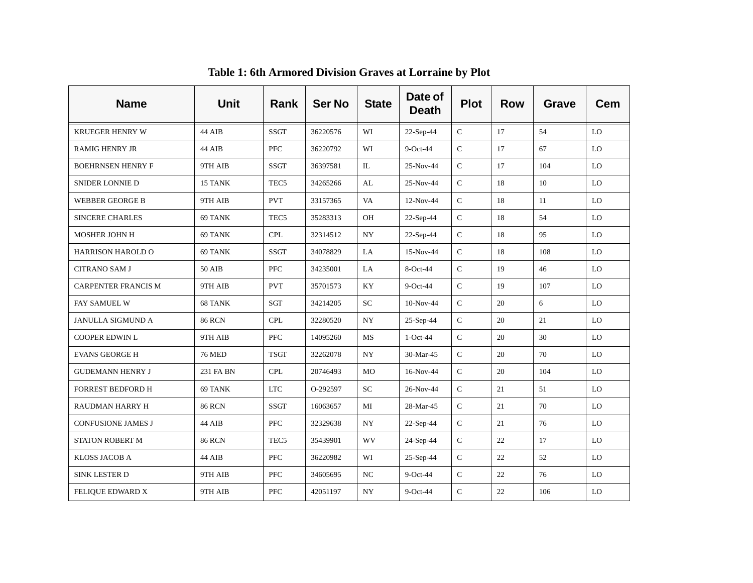**Table 1: 6th Armored Division Graves at Lorraine by Plot**

| Name | Unit | Rank | Ser No | State | Date of Death | Plot | Row | Grave | Cem |
|---|---|---|---|---|---|---|---|---|---|
| KRUEGER HENRY W | 44 AIB | SSGT | 36220576 | WI | 22-Sep-44 | C | 17 | 54 | LO |
| RAMIG HENRY JR | 44 AIB | PFC | 36220792 | WI | 9-Oct-44 | C | 17 | 67 | LO |
| BOEHRNSEN HENRY F | 9TH AIB | SSGT | 36397581 | IL | 25-Nov-44 | C | 17 | 104 | LO |
| SNIDER LONNIE D | 15 TANK | TEC5 | 34265266 | AL | 25-Nov-44 | C | 18 | 10 | LO |
| WEBBER GEORGE B | 9TH AIB | PVT | 33157365 | VA | 12-Nov-44 | C | 18 | 11 | LO |
| SINCERE CHARLES | 69 TANK | TEC5 | 35283313 | OH | 22-Sep-44 | C | 18 | 54 | LO |
| MOSHER JOHN H | 69 TANK | CPL | 32314512 | NY | 22-Sep-44 | C | 18 | 95 | LO |
| HARRISON HAROLD O | 69 TANK | SSGT | 34078829 | LA | 15-Nov-44 | C | 18 | 108 | LO |
| CITRANO SAM J | 50 AIB | PFC | 34235001 | LA | 8-Oct-44 | C | 19 | 46 | LO |
| CARPENTER FRANCIS M | 9TH AIB | PVT | 35701573 | KY | 9-Oct-44 | C | 19 | 107 | LO |
| FAY SAMUEL W | 68 TANK | SGT | 34214205 | SC | 10-Nov-44 | C | 20 | 6 | LO |
| JANULLA SIGMUND A | 86 RCN | CPL | 32280520 | NY | 25-Sep-44 | C | 20 | 21 | LO |
| COOPER EDWIN L | 9TH AIB | PFC | 14095260 | MS | 1-Oct-44 | C | 20 | 30 | LO |
| EVANS GEORGE H | 76 MED | TSGT | 32262078 | NY | 30-Mar-45 | C | 20 | 70 | LO |
| GUDEMANN HENRY J | 231 FA BN | CPL | 20746493 | MO | 16-Nov-44 | C | 20 | 104 | LO |
| FORREST BEDFORD H | 69 TANK | LTC | O-292597 | SC | 26-Nov-44 | C | 21 | 51 | LO |
| RAUDMAN HARRY H | 86 RCN | SSGT | 16063657 | MI | 28-Mar-45 | C | 21 | 70 | LO |
| CONFUSIONE JAMES J | 44 AIB | PFC | 32329638 | NY | 22-Sep-44 | C | 21 | 76 | LO |
| STATON ROBERT M | 86 RCN | TEC5 | 35439901 | WV | 24-Sep-44 | C | 22 | 17 | LO |
| KLOSS JACOB A | 44 AIB | PFC | 36220982 | WI | 25-Sep-44 | C | 22 | 52 | LO |
| SINK LESTER D | 9TH AIB | PFC | 34605695 | NC | 9-Oct-44 | C | 22 | 76 | LO |
| FELIQUE EDWARD X | 9TH AIB | PFC | 42051197 | NY | 9-Oct-44 | C | 22 | 106 | LO |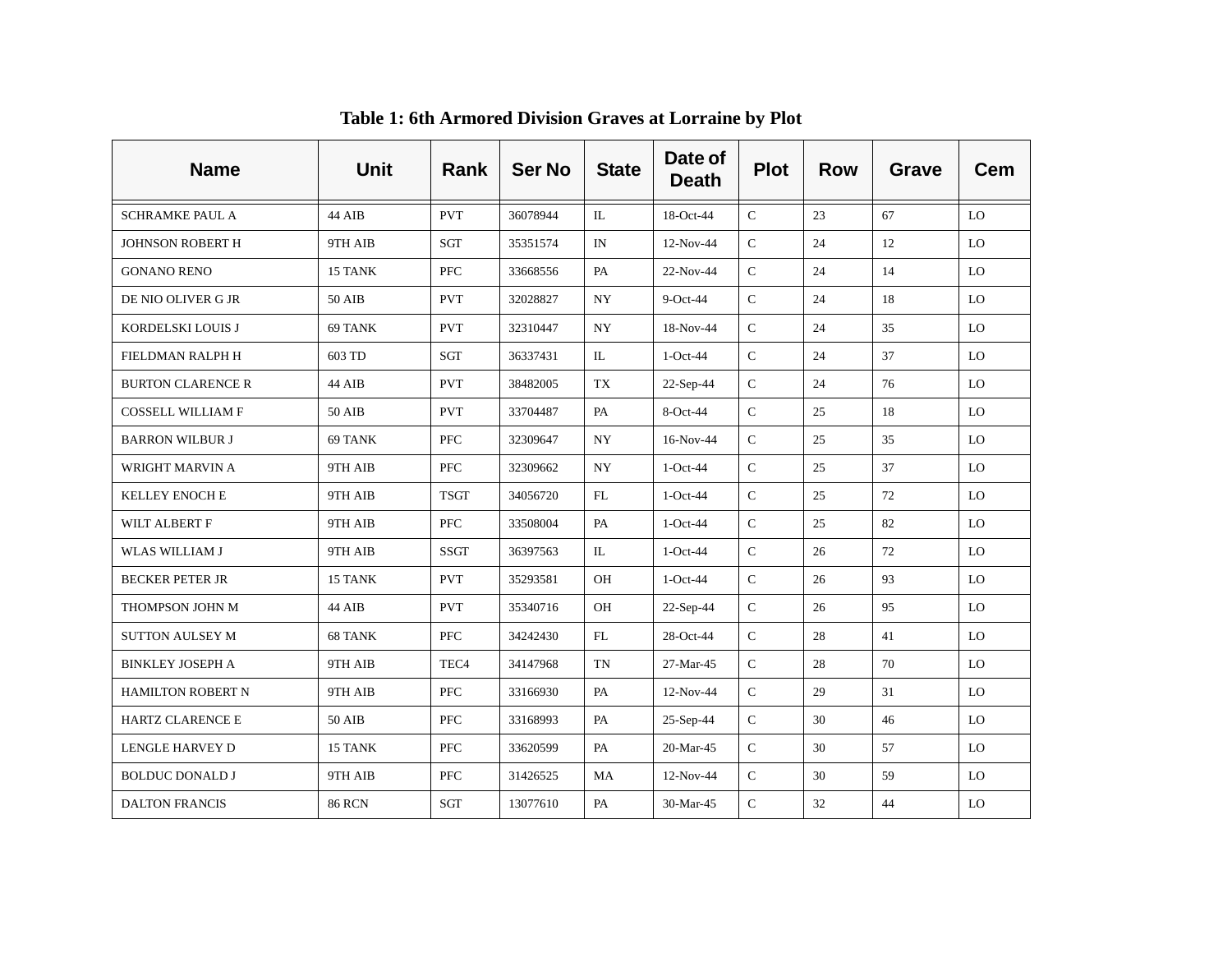**Table 1: 6th Armored Division Graves at Lorraine by Plot**

| Name | Unit | Rank | Ser No | State | Date of Death | Plot | Row | Grave | Cem |
|---|---|---|---|---|---|---|---|---|---|
| SCHRAMKE PAUL A | 44 AIB | PVT | 36078944 | IL | 18-Oct-44 | C | 23 | 67 | LO |
| JOHNSON ROBERT H | 9TH AIB | SGT | 35351574 | IN | 12-Nov-44 | C | 24 | 12 | LO |
| GONANO RENO | 15 TANK | PFC | 33668556 | PA | 22-Nov-44 | C | 24 | 14 | LO |
| DE NIO OLIVER G JR | 50 AIB | PVT | 32028827 | NY | 9-Oct-44 | C | 24 | 18 | LO |
| KORDELSKI LOUIS J | 69 TANK | PVT | 32310447 | NY | 18-Nov-44 | C | 24 | 35 | LO |
| FIELDMAN RALPH H | 603 TD | SGT | 36337431 | IL | 1-Oct-44 | C | 24 | 37 | LO |
| BURTON CLARENCE R | 44 AIB | PVT | 38482005 | TX | 22-Sep-44 | C | 24 | 76 | LO |
| COSSELL WILLIAM F | 50 AIB | PVT | 33704487 | PA | 8-Oct-44 | C | 25 | 18 | LO |
| BARRON WILBUR J | 69 TANK | PFC | 32309647 | NY | 16-Nov-44 | C | 25 | 35 | LO |
| WRIGHT MARVIN A | 9TH AIB | PFC | 32309662 | NY | 1-Oct-44 | C | 25 | 37 | LO |
| KELLEY ENOCH E | 9TH AIB | TSGT | 34056720 | FL | 1-Oct-44 | C | 25 | 72 | LO |
| WILT ALBERT F | 9TH AIB | PFC | 33508004 | PA | 1-Oct-44 | C | 25 | 82 | LO |
| WLAS WILLIAM J | 9TH AIB | SSGT | 36397563 | IL | 1-Oct-44 | C | 26 | 72 | LO |
| BECKER PETER JR | 15 TANK | PVT | 35293581 | OH | 1-Oct-44 | C | 26 | 93 | LO |
| THOMPSON JOHN M | 44 AIB | PVT | 35340716 | OH | 22-Sep-44 | C | 26 | 95 | LO |
| SUTTON AULSEY M | 68 TANK | PFC | 34242430 | FL | 28-Oct-44 | C | 28 | 41 | LO |
| BINKLEY JOSEPH A | 9TH AIB | TEC4 | 34147968 | TN | 27-Mar-45 | C | 28 | 70 | LO |
| HAMILTON ROBERT N | 9TH AIB | PFC | 33166930 | PA | 12-Nov-44 | C | 29 | 31 | LO |
| HARTZ CLARENCE E | 50 AIB | PFC | 33168993 | PA | 25-Sep-44 | C | 30 | 46 | LO |
| LENGLE HARVEY D | 15 TANK | PFC | 33620599 | PA | 20-Mar-45 | C | 30 | 57 | LO |
| BOLDUC DONALD J | 9TH AIB | PFC | 31426525 | MA | 12-Nov-44 | C | 30 | 59 | LO |
| DALTON FRANCIS | 86 RCN | SGT | 13077610 | PA | 30-Mar-45 | C | 32 | 44 | LO |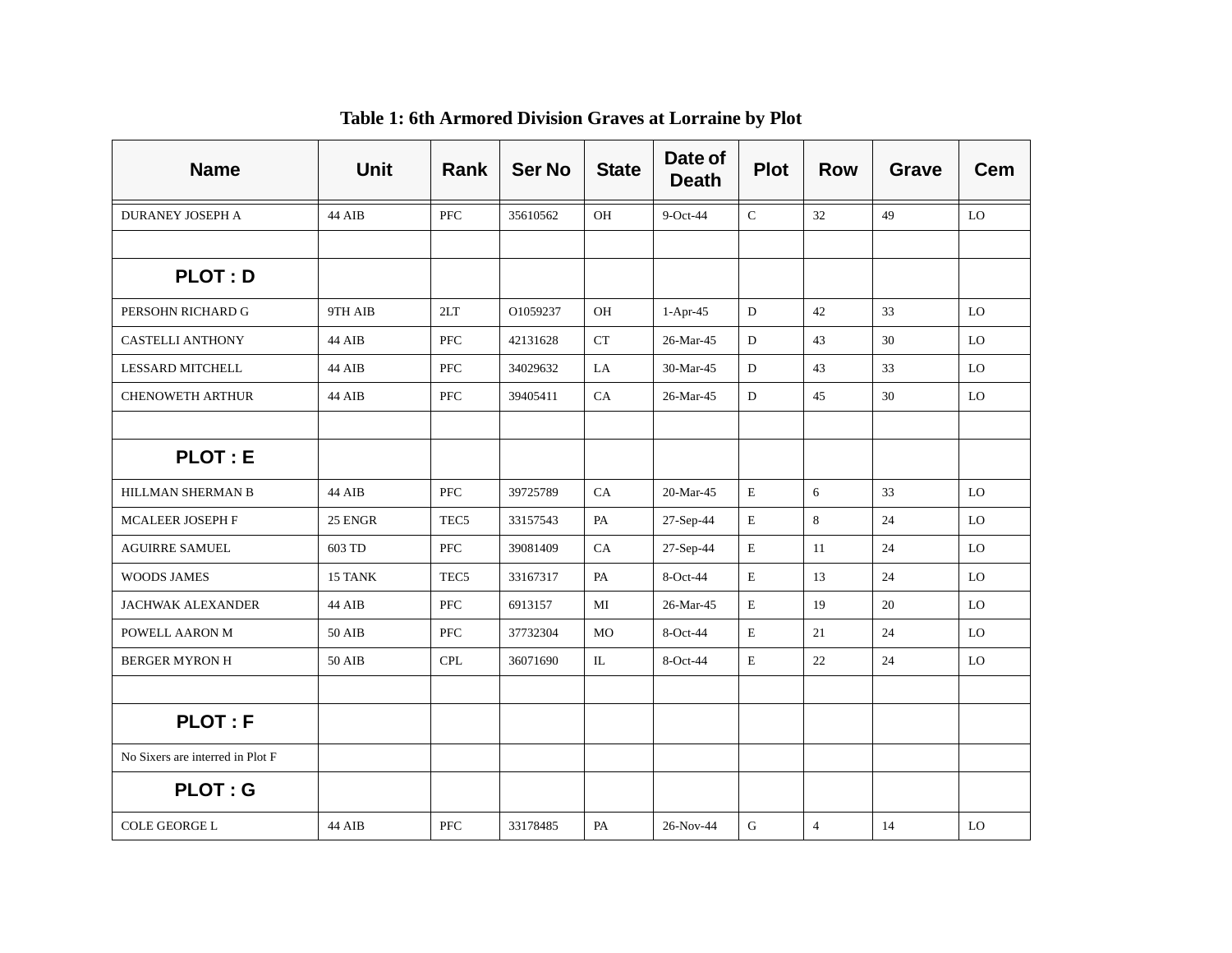**Table 1: 6th Armored Division Graves at Lorraine by Plot**

| Name | Unit | Rank | Ser No | State | Date of Death | Plot | Row | Grave | Cem |
|---|---|---|---|---|---|---|---|---|---|
| DURANEY JOSEPH A | 44 AIB | PFC | 35610562 | OH | 9-Oct-44 | C | 32 | 49 | LO |
| | | | | | | | | | |
| **PLOT : D** | | | | | | | | | |
| PERSOHN RICHARD G | 9TH AIB | 2LT | O1059237 | OH | 1-Apr-45 | D | 42 | 33 | LO |
| CASTELLI ANTHONY | 44 AIB | PFC | 42131628 | CT | 26-Mar-45 | D | 43 | 30 | LO |
| LESSARD MITCHELL | 44 AIB | PFC | 34029632 | LA | 30-Mar-45 | D | 43 | 33 | LO |
| CHENOWETH ARTHUR | 44 AIB | PFC | 39405411 | CA | 26-Mar-45 | D | 45 | 30 | LO |
| | | | | | | | | | |
| **PLOT : E** | | | | | | | | | |
| HILLMAN SHERMAN B | 44 AIB | PFC | 39725789 | CA | 20-Mar-45 | E | 6 | 33 | LO |
| MCALEER JOSEPH F | 25 ENGR | TEC5 | 33157543 | PA | 27-Sep-44 | E | 8 | 24 | LO |
| AGUIRRE SAMUEL | 603 TD | PFC | 39081409 | CA | 27-Sep-44 | E | 11 | 24 | LO |
| WOODS JAMES | 15 TANK | TEC5 | 33167317 | PA | 8-Oct-44 | E | 13 | 24 | LO |
| JACHWAK ALEXANDER | 44 AIB | PFC | 6913157 | MI | 26-Mar-45 | E | 19 | 20 | LO |
| POWELL AARON M | 50 AIB | PFC | 37732304 | MO | 8-Oct-44 | E | 21 | 24 | LO |
| BERGER MYRON H | 50 AIB | CPL | 36071690 | IL | 8-Oct-44 | E | 22 | 24 | LO |
| | | | | | | | | | |
| **PLOT : F** | | | | | | | | | |
| No Sixers are interred in Plot F | | | | | | | | | |
| **PLOT : G** | | | | | | | | | |
| COLE GEORGE L | 44 AIB | PFC | 33178485 | PA | 26-Nov-44 | G | 4 | 14 | LO |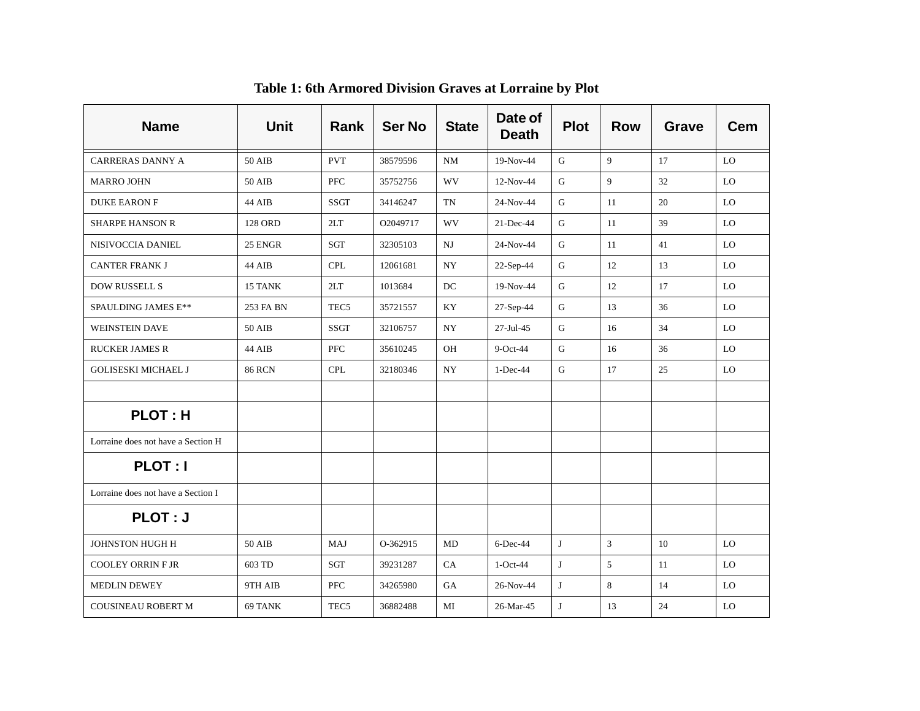**Table 1: 6th Armored Division Graves at Lorraine by Plot**

| Name | Unit | Rank | Ser No | State | Date of Death | Plot | Row | Grave | Cem |
|---|---|---|---|---|---|---|---|---|---|
| CARRERAS DANNY A | 50 AIB | PVT | 38579596 | NM | 19-Nov-44 | G | 9 | 17 | LO |
| MARRO JOHN | 50 AIB | PFC | 35752756 | WV | 12-Nov-44 | G | 9 | 32 | LO |
| DUKE EARON F | 44 AIB | SSGT | 34146247 | TN | 24-Nov-44 | G | 11 | 20 | LO |
| SHARPE HANSON R | 128 ORD | 2LT | O2049717 | WV | 21-Dec-44 | G | 11 | 39 | LO |
| NISIVOCCIA DANIEL | 25 ENGR | SGT | 32305103 | NJ | 24-Nov-44 | G | 11 | 41 | LO |
| CANTER FRANK J | 44 AIB | CPL | 12061681 | NY | 22-Sep-44 | G | 12 | 13 | LO |
| DOW RUSSELL S | 15 TANK | 2LT | 1013684 | DC | 19-Nov-44 | G | 12 | 17 | LO |
| SPAULDING JAMES E** | 253 FA BN | TEC5 | 35721557 | KY | 27-Sep-44 | G | 13 | 36 | LO |
| WEINSTEIN DAVE | 50 AIB | SSGT | 32106757 | NY | 27-Jul-45 | G | 16 | 34 | LO |
| RUCKER JAMES R | 44 AIB | PFC | 35610245 | OH | 9-Oct-44 | G | 16 | 36 | LO |
| GOLISESKI MICHAEL J | 86 RCN | CPL | 32180346 | NY | 1-Dec-44 | G | 17 | 25 | LO |
| | | | | | | | | | |
| **PLOT : H** | | | | | | | | | |
| Lorraine does not have a Section H | | | | | | | | | |
| **PLOT : I** | | | | | | | | | |
| Lorraine does not have a Section I | | | | | | | | | |
| **PLOT : J** | | | | | | | | | |
| JOHNSTON HUGH H | 50 AIB | MAJ | O-362915 | MD | 6-Dec-44 | J | 3 | 10 | LO |
| COOLEY ORRIN F JR | 603 TD | SGT | 39231287 | CA | 1-Oct-44 | J | 5 | 11 | LO |
| MEDLIN DEWEY | 9TH AIB | PFC | 34265980 | GA | 26-Nov-44 | J | 8 | 14 | LO |
| COUSINEAU ROBERT M | 69 TANK | TEC5 | 36882488 | MI | 26-Mar-45 | J | 13 | 24 | LO |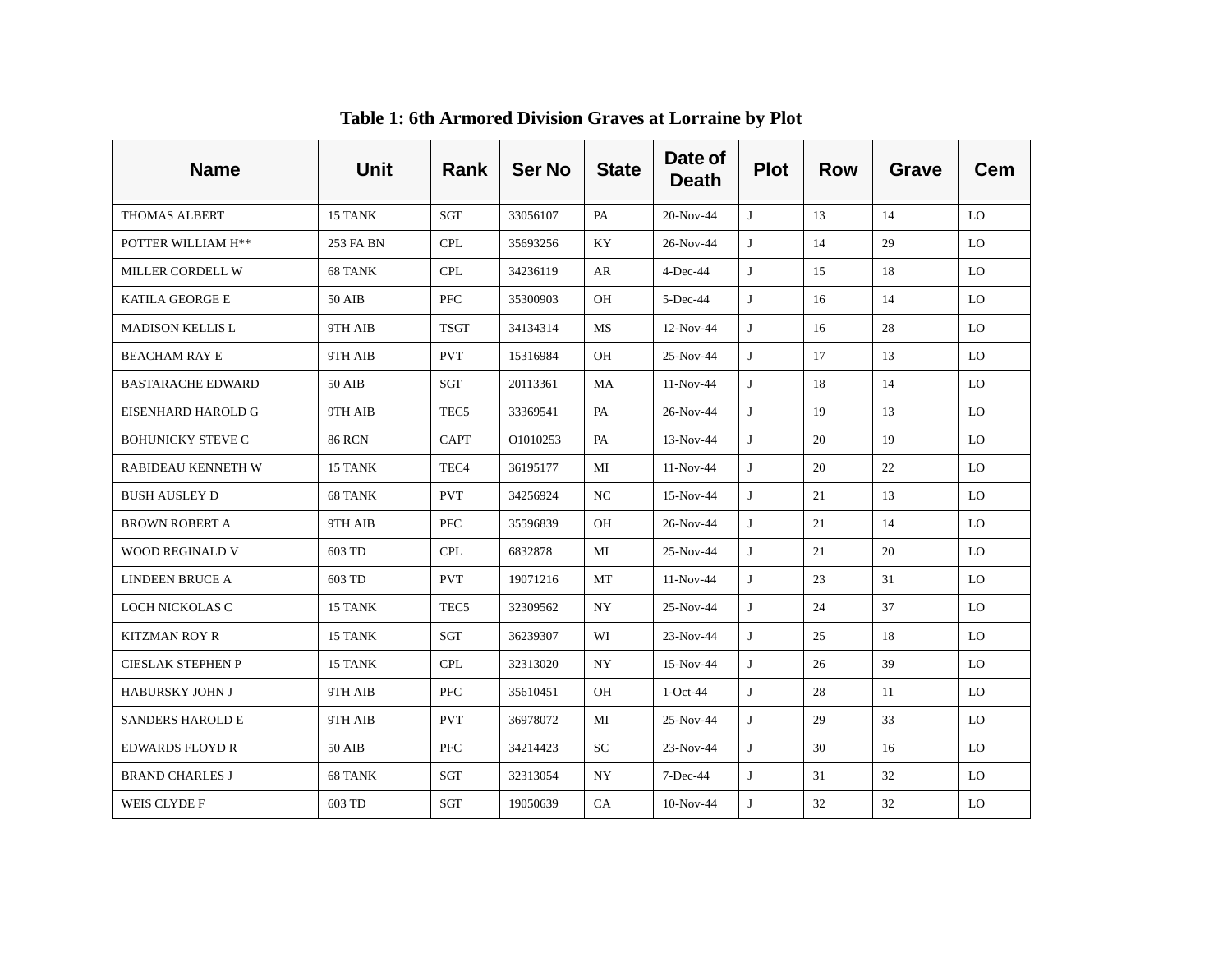**Table 1: 6th Armored Division Graves at Lorraine by Plot**

| Name | Unit | Rank | Ser No | State | Date of Death | Plot | Row | Grave | Cem |
|---|---|---|---|---|---|---|---|---|---|
| THOMAS ALBERT | 15 TANK | SGT | 33056107 | PA | 20-Nov-44 | J | 13 | 14 | LO |
| POTTER WILLIAM H** | 253 FA BN | CPL | 35693256 | KY | 26-Nov-44 | J | 14 | 29 | LO |
| MILLER CORDELL W | 68 TANK | CPL | 34236119 | AR | 4-Dec-44 | J | 15 | 18 | LO |
| KATILA GEORGE E | 50 AIB | PFC | 35300903 | OH | 5-Dec-44 | J | 16 | 14 | LO |
| MADISON KELLIS L | 9TH AIB | TSGT | 34134314 | MS | 12-Nov-44 | J | 16 | 28 | LO |
| BEACHAM RAY E | 9TH AIB | PVT | 15316984 | OH | 25-Nov-44 | J | 17 | 13 | LO |
| BASTARACHE EDWARD | 50 AIB | SGT | 20113361 | MA | 11-Nov-44 | J | 18 | 14 | LO |
| EISENHARD HAROLD G | 9TH AIB | TEC5 | 33369541 | PA | 26-Nov-44 | J | 19 | 13 | LO |
| BOHUNICKY STEVE C | 86 RCN | CAPT | O1010253 | PA | 13-Nov-44 | J | 20 | 19 | LO |
| RABIDEAU KENNETH W | 15 TANK | TEC4 | 36195177 | MI | 11-Nov-44 | J | 20 | 22 | LO |
| BUSH AUSLEY D | 68 TANK | PVT | 34256924 | NC | 15-Nov-44 | J | 21 | 13 | LO |
| BROWN ROBERT A | 9TH AIB | PFC | 35596839 | OH | 26-Nov-44 | J | 21 | 14 | LO |
| WOOD REGINALD V | 603 TD | CPL | 6832878 | MI | 25-Nov-44 | J | 21 | 20 | LO |
| LINDEEN BRUCE A | 603 TD | PVT | 19071216 | MT | 11-Nov-44 | J | 23 | 31 | LO |
| LOCH NICKOLAS C | 15 TANK | TEC5 | 32309562 | NY | 25-Nov-44 | J | 24 | 37 | LO |
| KITZMAN ROY R | 15 TANK | SGT | 36239307 | WI | 23-Nov-44 | J | 25 | 18 | LO |
| CIESLAK STEPHEN P | 15 TANK | CPL | 32313020 | NY | 15-Nov-44 | J | 26 | 39 | LO |
| HABURSKY JOHN J | 9TH AIB | PFC | 35610451 | OH | 1-Oct-44 | J | 28 | 11 | LO |
| SANDERS HAROLD E | 9TH AIB | PVT | 36978072 | MI | 25-Nov-44 | J | 29 | 33 | LO |
| EDWARDS FLOYD R | 50 AIB | PFC | 34214423 | SC | 23-Nov-44 | J | 30 | 16 | LO |
| BRAND CHARLES J | 68 TANK | SGT | 32313054 | NY | 7-Dec-44 | J | 31 | 32 | LO |
| WEIS CLYDE F | 603 TD | SGT | 19050639 | CA | 10-Nov-44 | J | 32 | 32 | LO |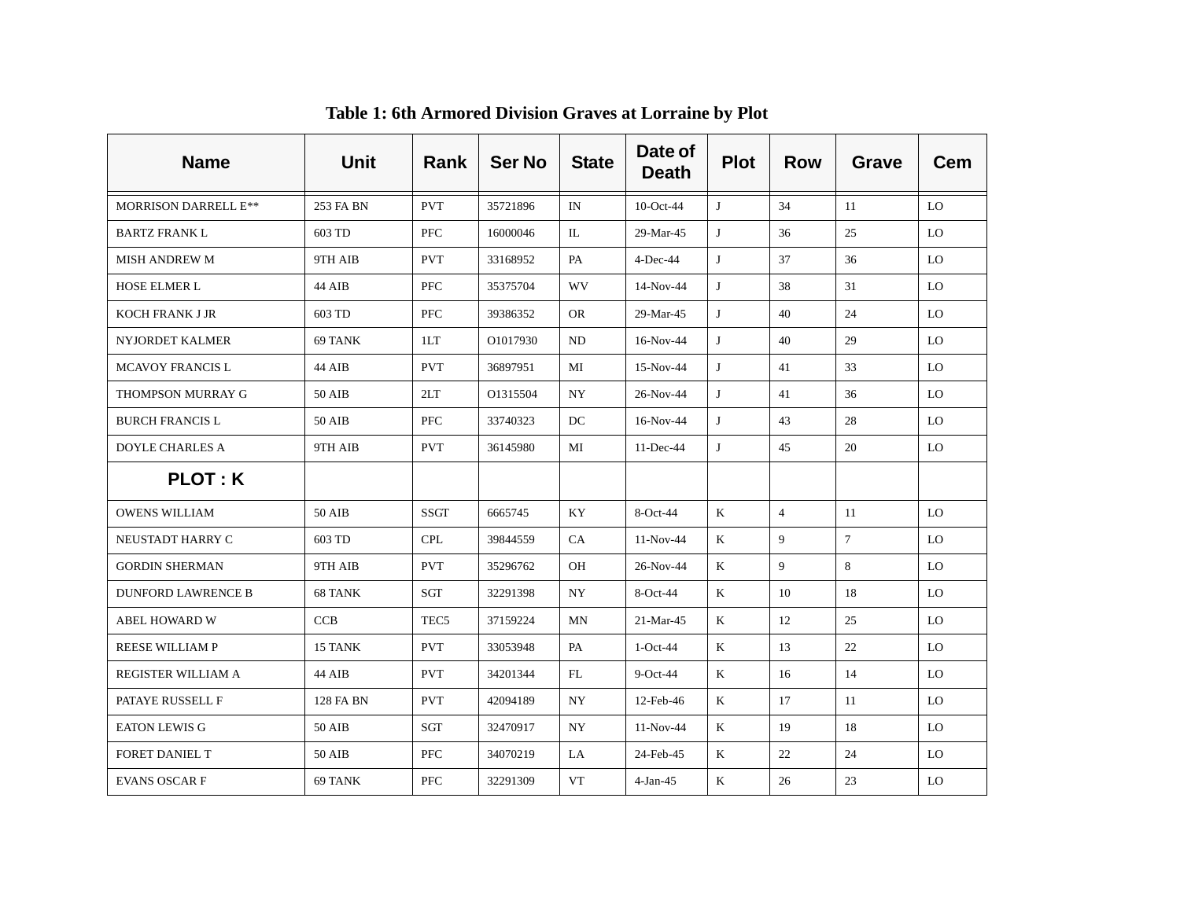**Table 1: 6th Armored Division Graves at Lorraine by Plot**

| Name | Unit | Rank | Ser No | State | Date of Death | Plot | Row | Grave | Cem |
|---|---|---|---|---|---|---|---|---|---|
| MORRISON DARRELL E** | 253 FA BN | PVT | 35721896 | IN | 10-Oct-44 | J | 34 | 11 | LO |
| BARTZ FRANK L | 603 TD | PFC | 16000046 | IL | 29-Mar-45 | J | 36 | 25 | LO |
| MISH ANDREW M | 9TH AIB | PVT | 33168952 | PA | 4-Dec-44 | J | 37 | 36 | LO |
| HOSE ELMER L | 44 AIB | PFC | 35375704 | WV | 14-Nov-44 | J | 38 | 31 | LO |
| KOCH FRANK J JR | 603 TD | PFC | 39386352 | OR | 29-Mar-45 | J | 40 | 24 | LO |
| NYJORDET KALMER | 69 TANK | 1LT | O1017930 | ND | 16-Nov-44 | J | 40 | 29 | LO |
| MCAVOY FRANCIS L | 44 AIB | PVT | 36897951 | MI | 15-Nov-44 | J | 41 | 33 | LO |
| THOMPSON MURRAY G | 50 AIB | 2LT | O1315504 | NY | 26-Nov-44 | J | 41 | 36 | LO |
| BURCH FRANCIS L | 50 AIB | PFC | 33740323 | DC | 16-Nov-44 | J | 43 | 28 | LO |
| DOYLE CHARLES A | 9TH AIB | PVT | 36145980 | MI | 11-Dec-44 | J | 45 | 20 | LO |
| **PLOT : K** | | | | | | | | | |
| OWENS WILLIAM | 50 AIB | SSGT | 6665745 | KY | 8-Oct-44 | K | 4 | 11 | LO |
| NEUSTADT HARRY C | 603 TD | CPL | 39844559 | CA | 11-Nov-44 | K | 9 | 7 | LO |
| GORDIN SHERMAN | 9TH AIB | PVT | 35296762 | OH | 26-Nov-44 | K | 9 | 8 | LO |
| DUNFORD LAWRENCE B | 68 TANK | SGT | 32291398 | NY | 8-Oct-44 | K | 10 | 18 | LO |
| ABEL HOWARD W | CCB | TEC5 | 37159224 | MN | 21-Mar-45 | K | 12 | 25 | LO |
| REESE WILLIAM P | 15 TANK | PVT | 33053948 | PA | 1-Oct-44 | K | 13 | 22 | LO |
| REGISTER WILLIAM A | 44 AIB | PVT | 34201344 | FL | 9-Oct-44 | K | 16 | 14 | LO |
| PATAYE RUSSELL F | 128 FA BN | PVT | 42094189 | NY | 12-Feb-46 | K | 17 | 11 | LO |
| EATON LEWIS G | 50 AIB | SGT | 32470917 | NY | 11-Nov-44 | K | 19 | 18 | LO |
| FORET DANIEL T | 50 AIB | PFC | 34070219 | LA | 24-Feb-45 | K | 22 | 24 | LO |
| EVANS OSCAR F | 69 TANK | PFC | 32291309 | VT | 4-Jan-45 | K | 26 | 23 | LO |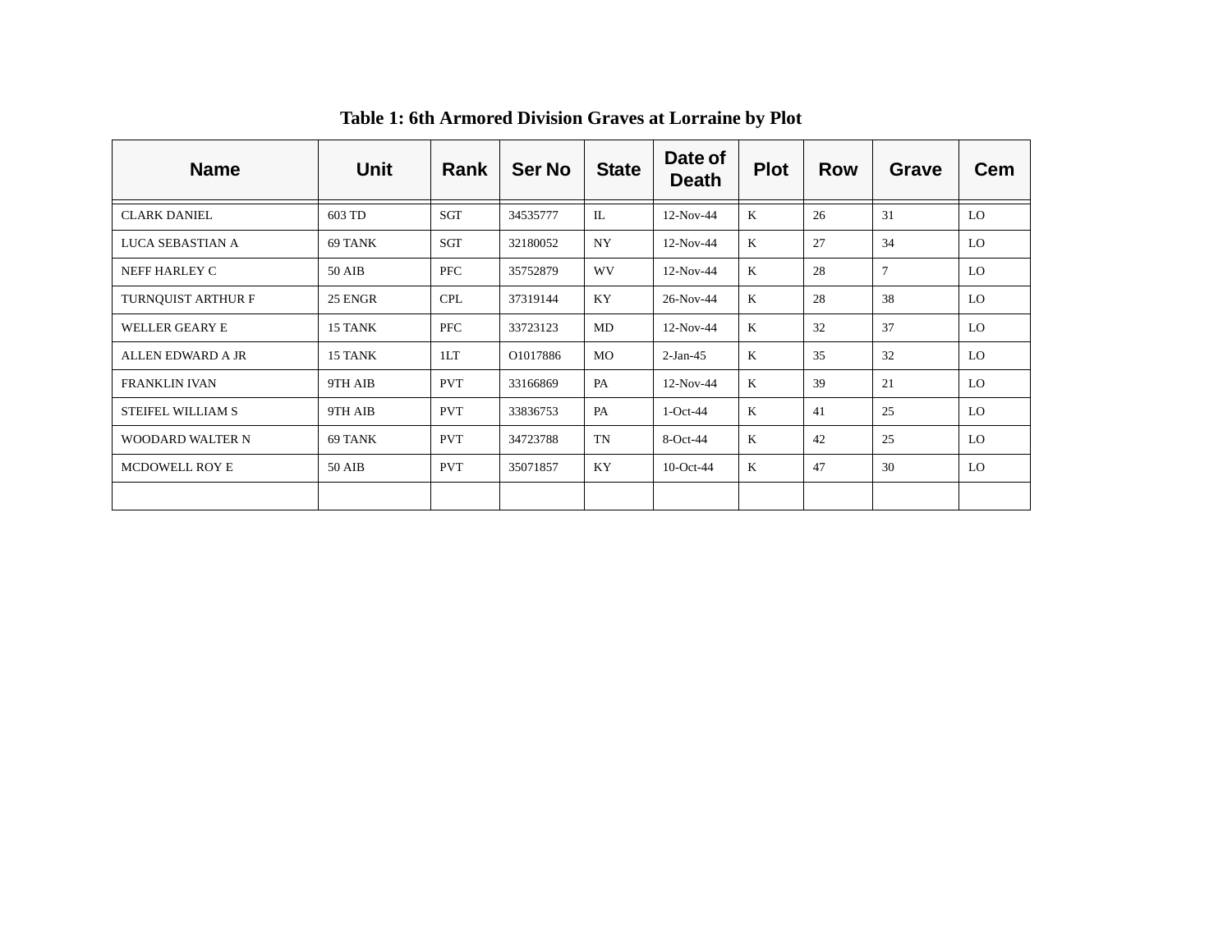**Table 1: 6th Armored Division Graves at Lorraine by Plot**

| Name | Unit | Rank | Ser No | State | Date of Death | Plot | Row | Grave | Cem |
|---|---|---|---|---|---|---|---|---|---|
| CLARK DANIEL | 603 TD | SGT | 34535777 | IL | 12-Nov-44 | K | 26 | 31 | LO |
| LUCA SEBASTIAN A | 69 TANK | SGT | 32180052 | NY | 12-Nov-44 | K | 27 | 34 | LO |
| NEFF HARLEY C | 50 AIB | PFC | 35752879 | WV | 12-Nov-44 | K | 28 | 7 | LO |
| TURNQUIST ARTHUR F | 25 ENGR | CPL | 37319144 | KY | 26-Nov-44 | K | 28 | 38 | LO |
| WELLER GEARY E | 15 TANK | PFC | 33723123 | MD | 12-Nov-44 | K | 32 | 37 | LO |
| ALLEN EDWARD A JR | 15 TANK | 1LT | O1017886 | MO | 2-Jan-45 | K | 35 | 32 | LO |
| FRANKLIN IVAN | 9TH AIB | PVT | 33166869 | PA | 12-Nov-44 | K | 39 | 21 | LO |
| STEIFEL WILLIAM S | 9TH AIB | PVT | 33836753 | PA | 1-Oct-44 | K | 41 | 25 | LO |
| WOODARD WALTER N | 69 TANK | PVT | 34723788 | TN | 8-Oct-44 | K | 42 | 25 | LO |
| MCDOWELL ROY E | 50 AIB | PVT | 35071857 | KY | 10-Oct-44 | K | 47 | 30 | LO |
| | | | | | | | | | |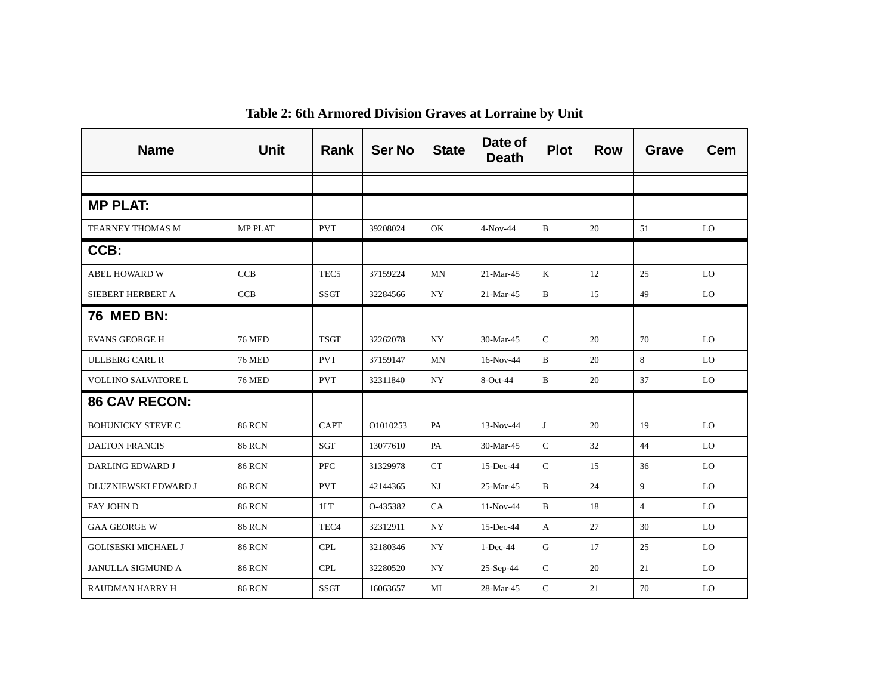**Table 2: 6th Armored Division Graves at Lorraine by Unit**

| Name | Unit | Rank | Ser No | State | Date of Death | Plot | Row | Grave | Cem |
|---|---|---|---|---|---|---|---|---|---|
| | | | | | | | | | |
| **MP PLAT:** | | | | | | | | | |
| TEARNEY THOMAS M | MP PLAT | PVT | 39208024 | OK | 4-Nov-44 | B | 20 | 51 | LO |
| **CCB:** | | | | | | | | | |
| ABEL HOWARD W | CCB | TEC5 | 37159224 | MN | 21-Mar-45 | K | 12 | 25 | LO |
| SIEBERT HERBERT A | CCB | SSGT | 32284566 | NY | 21-Mar-45 | B | 15 | 49 | LO |
| **76 MED BN:** | | | | | | | | | |
| EVANS GEORGE H | 76 MED | TSGT | 32262078 | NY | 30-Mar-45 | C | 20 | 70 | LO |
| ULLBERG CARL R | 76 MED | PVT | 37159147 | MN | 16-Nov-44 | B | 20 | 8 | LO |
| VOLLINO SALVATORE L | 76 MED | PVT | 32311840 | NY | 8-Oct-44 | B | 20 | 37 | LO |
| **86 CAV RECON:** | | | | | | | | | |
| BOHUNICKY STEVE C | 86 RCN | CAPT | O1010253 | PA | 13-Nov-44 | J | 20 | 19 | LO |
| DALTON FRANCIS | 86 RCN | SGT | 13077610 | PA | 30-Mar-45 | C | 32 | 44 | LO |
| DARLING EDWARD J | 86 RCN | PFC | 31329978 | CT | 15-Dec-44 | C | 15 | 36 | LO |
| DLUZNIEWSKI EDWARD J | 86 RCN | PVT | 42144365 | NJ | 25-Mar-45 | B | 24 | 9 | LO |
| FAY JOHN D | 86 RCN | 1LT | O-435382 | CA | 11-Nov-44 | B | 18 | 4 | LO |
| GAA GEORGE W | 86 RCN | TEC4 | 32312911 | NY | 15-Dec-44 | A | 27 | 30 | LO |
| GOLISESKI MICHAEL J | 86 RCN | CPL | 32180346 | NY | 1-Dec-44 | G | 17 | 25 | LO |
| JANULLA SIGMUND A | 86 RCN | CPL | 32280520 | NY | 25-Sep-44 | C | 20 | 21 | LO |
| RAUDMAN HARRY H | 86 RCN | SSGT | 16063657 | MI | 28-Mar-45 | C | 21 | 70 | LO |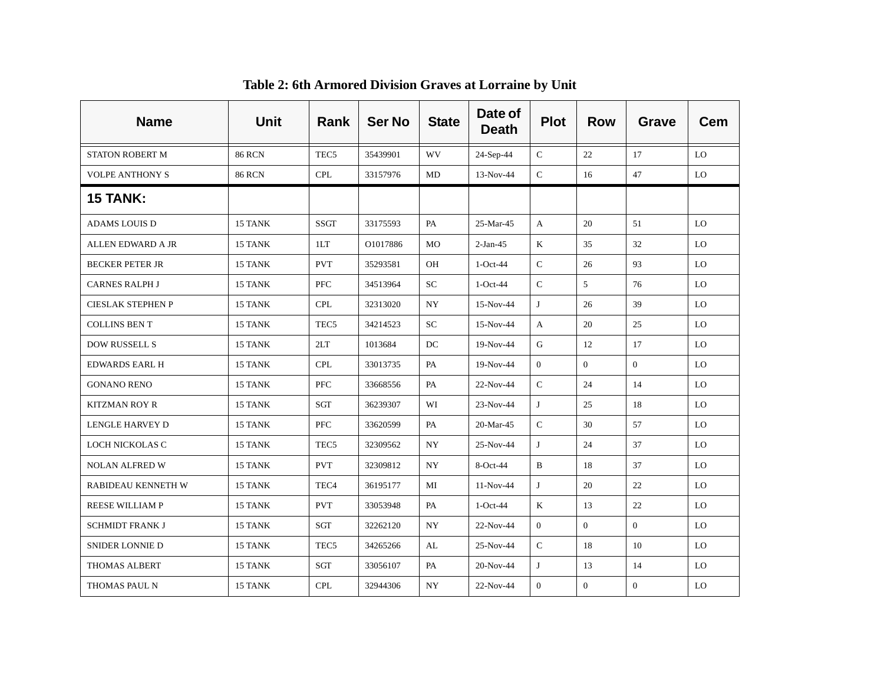**Table 2: 6th Armored Division Graves at Lorraine by Unit**

| Name | Unit | Rank | Ser No | State | Date of Death | Plot | Row | Grave | Cem |
|---|---|---|---|---|---|---|---|---|---|
| STATON ROBERT M | 86 RCN | TEC5 | 35439901 | WV | 24-Sep-44 | C | 22 | 17 | LO |
| VOLPE ANTHONY S | 86 RCN | CPL | 33157976 | MD | 13-Nov-44 | C | 16 | 47 | LO |
| **15 TANK:** | | | | | | | | | |
| ADAMS LOUIS D | 15 TANK | SSGT | 33175593 | PA | 25-Mar-45 | A | 20 | 51 | LO |
| ALLEN EDWARD A JR | 15 TANK | 1LT | O1017886 | MO | 2-Jan-45 | K | 35 | 32 | LO |
| BECKER PETER JR | 15 TANK | PVT | 35293581 | OH | 1-Oct-44 | C | 26 | 93 | LO |
| CARNES RALPH J | 15 TANK | PFC | 34513964 | SC | 1-Oct-44 | C | 5 | 76 | LO |
| CIESLAK STEPHEN P | 15 TANK | CPL | 32313020 | NY | 15-Nov-44 | J | 26 | 39 | LO |
| COLLINS BEN T | 15 TANK | TEC5 | 34214523 | SC | 15-Nov-44 | A | 20 | 25 | LO |
| DOW RUSSELL S | 15 TANK | 2LT | 1013684 | DC | 19-Nov-44 | G | 12 | 17 | LO |
| EDWARDS EARL H | 15 TANK | CPL | 33013735 | PA | 19-Nov-44 | 0 | 0 | 0 | LO |
| GONANO RENO | 15 TANK | PFC | 33668556 | PA | 22-Nov-44 | C | 24 | 14 | LO |
| KITZMAN ROY R | 15 TANK | SGT | 36239307 | WI | 23-Nov-44 | J | 25 | 18 | LO |
| LENGLE HARVEY D | 15 TANK | PFC | 33620599 | PA | 20-Mar-45 | C | 30 | 57 | LO |
| LOCH NICKOLAS C | 15 TANK | TEC5 | 32309562 | NY | 25-Nov-44 | J | 24 | 37 | LO |
| NOLAN ALFRED W | 15 TANK | PVT | 32309812 | NY | 8-Oct-44 | B | 18 | 37 | LO |
| RABIDEAU KENNETH W | 15 TANK | TEC4 | 36195177 | MI | 11-Nov-44 | J | 20 | 22 | LO |
| REESE WILLIAM P | 15 TANK | PVT | 33053948 | PA | 1-Oct-44 | K | 13 | 22 | LO |
| SCHMIDT FRANK J | 15 TANK | SGT | 32262120 | NY | 22-Nov-44 | 0 | 0 | 0 | LO |
| SNIDER LONNIE D | 15 TANK | TEC5 | 34265266 | AL | 25-Nov-44 | C | 18 | 10 | LO |
| THOMAS ALBERT | 15 TANK | SGT | 33056107 | PA | 20-Nov-44 | J | 13 | 14 | LO |
| THOMAS PAUL N | 15 TANK | CPL | 32944306 | NY | 22-Nov-44 | 0 | 0 | 0 | LO |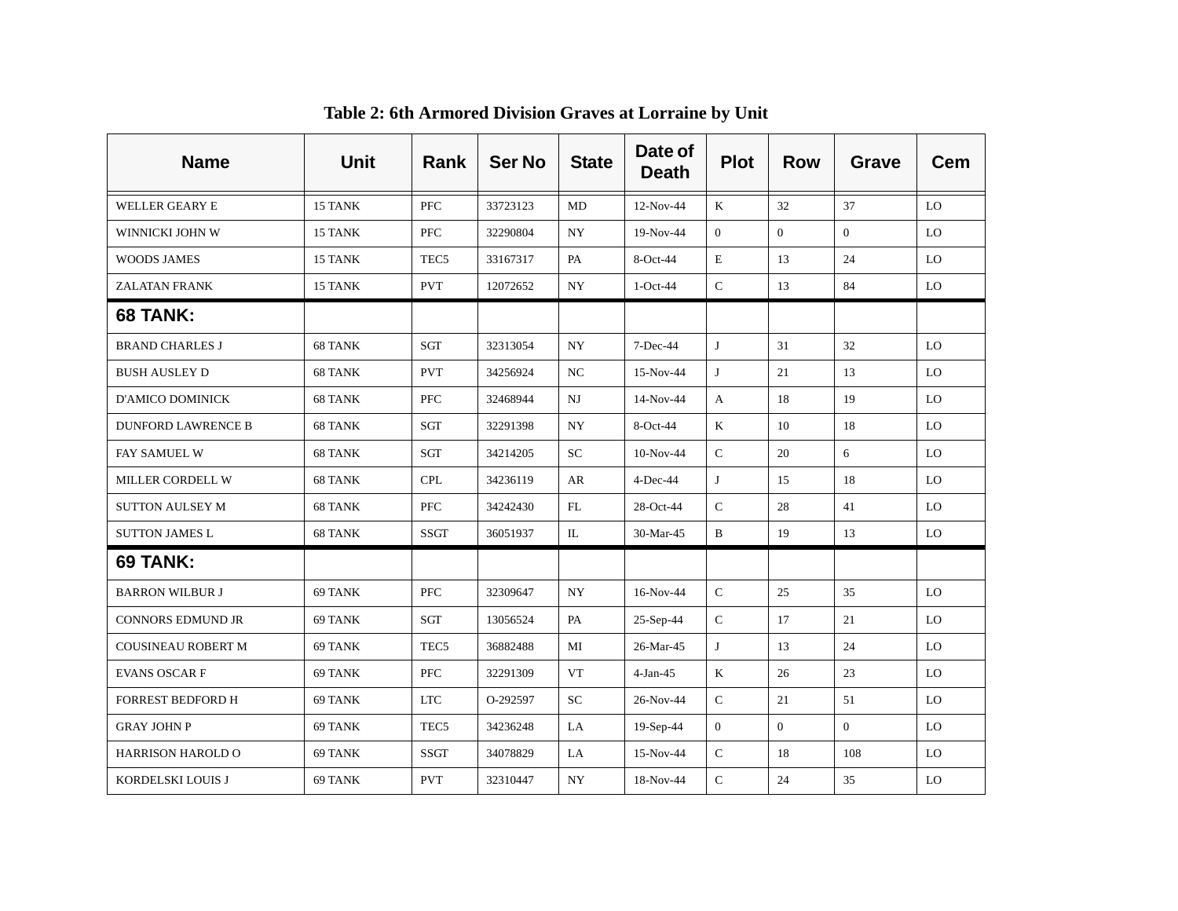**Table 2: 6th Armored Division Graves at Lorraine by Unit**

| Name | Unit | Rank | Ser No | State | Date of Death | Plot | Row | Grave | Cem |
|---|---|---|---|---|---|---|---|---|---|
| WELLER GEARY E | 15 TANK | PFC | 33723123 | MD | 12-Nov-44 | K | 32 | 37 | LO |
| WINNICKI JOHN W | 15 TANK | PFC | 32290804 | NY | 19-Nov-44 | 0 | 0 | 0 | LO |
| WOODS JAMES | 15 TANK | TEC5 | 33167317 | PA | 8-Oct-44 | E | 13 | 24 | LO |
| ZALATAN FRANK | 15 TANK | PVT | 12072652 | NY | 1-Oct-44 | C | 13 | 84 | LO |
| **68 TANK:** | | | | | | | | | |
| BRAND CHARLES J | 68 TANK | SGT | 32313054 | NY | 7-Dec-44 | J | 31 | 32 | LO |
| BUSH AUSLEY D | 68 TANK | PVT | 34256924 | NC | 15-Nov-44 | J | 21 | 13 | LO |
| D'AMICO DOMINICK | 68 TANK | PFC | 32468944 | NJ | 14-Nov-44 | A | 18 | 19 | LO |
| DUNFORD LAWRENCE B | 68 TANK | SGT | 32291398 | NY | 8-Oct-44 | K | 10 | 18 | LO |
| FAY SAMUEL W | 68 TANK | SGT | 34214205 | SC | 10-Nov-44 | C | 20 | 6 | LO |
| MILLER CORDELL W | 68 TANK | CPL | 34236119 | AR | 4-Dec-44 | J | 15 | 18 | LO |
| SUTTON AULSEY M | 68 TANK | PFC | 34242430 | FL | 28-Oct-44 | C | 28 | 41 | LO |
| SUTTON JAMES L | 68 TANK | SSGT | 36051937 | IL | 30-Mar-45 | B | 19 | 13 | LO |
| **69 TANK:** | | | | | | | | | |
| BARRON WILBUR J | 69 TANK | PFC | 32309647 | NY | 16-Nov-44 | C | 25 | 35 | LO |
| CONNORS EDMUND JR | 69 TANK | SGT | 13056524 | PA | 25-Sep-44 | C | 17 | 21 | LO |
| COUSINEAU ROBERT M | 69 TANK | TEC5 | 36882488 | MI | 26-Mar-45 | J | 13 | 24 | LO |
| EVANS OSCAR F | 69 TANK | PFC | 32291309 | VT | 4-Jan-45 | K | 26 | 23 | LO |
| FORREST BEDFORD H | 69 TANK | LTC | O-292597 | SC | 26-Nov-44 | C | 21 | 51 | LO |
| GRAY JOHN P | 69 TANK | TEC5 | 34236248 | LA | 19-Sep-44 | 0 | 0 | 0 | LO |
| HARRISON HAROLD O | 69 TANK | SSGT | 34078829 | LA | 15-Nov-44 | C | 18 | 108 | LO |
| KORDELSKI LOUIS J | 69 TANK | PVT | 32310447 | NY | 18-Nov-44 | C | 24 | 35 | LO |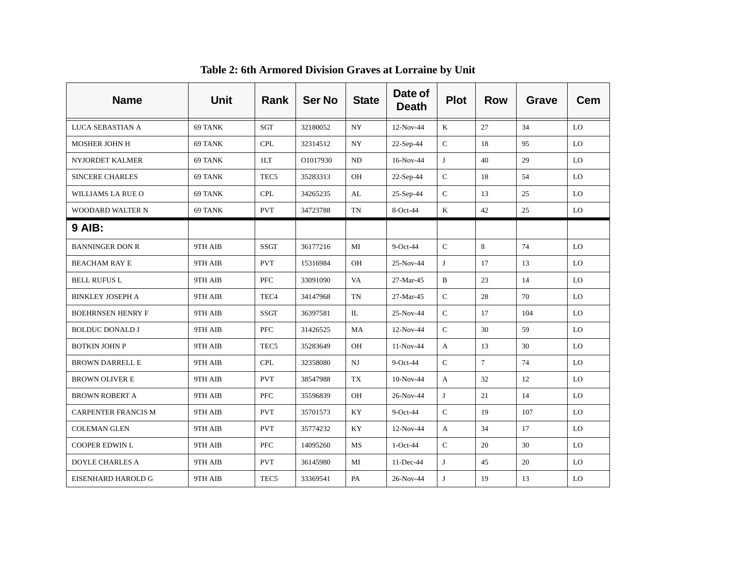**Table 2: 6th Armored Division Graves at Lorraine by Unit**

| Name | Unit | Rank | Ser No | State | Date of Death | Plot | Row | Grave | Cem |
|---|---|---|---|---|---|---|---|---|---|
| LUCA SEBASTIAN A | 69 TANK | SGT | 32180052 | NY | 12-Nov-44 | K | 27 | 34 | LO |
| MOSHER JOHN H | 69 TANK | CPL | 32314512 | NY | 22-Sep-44 | C | 18 | 95 | LO |
| NYJORDET KALMER | 69 TANK | 1LT | O1017930 | ND | 16-Nov-44 | J | 40 | 29 | LO |
| SINCERE CHARLES | 69 TANK | TEC5 | 35283313 | OH | 22-Sep-44 | C | 18 | 54 | LO |
| WILLIAMS LA RUE O | 69 TANK | CPL | 34265235 | AL | 25-Sep-44 | C | 13 | 25 | LO |
| WOODARD WALTER N | 69 TANK | PVT | 34723788 | TN | 8-Oct-44 | K | 42 | 25 | LO |
| **9 AIB:** | | | | | | | | | |
| BANNINGER DON R | 9TH AIB | SSGT | 36177216 | MI | 9-Oct-44 | C | 8 | 74 | LO |
| BEACHAM RAY E | 9TH AIB | PVT | 15316984 | OH | 25-Nov-44 | J | 17 | 13 | LO |
| BELL RUFUS L | 9TH AIB | PFC | 33091090 | VA | 27-Mar-45 | B | 23 | 14 | LO |
| BINKLEY JOSEPH A | 9TH AIB | TEC4 | 34147968 | TN | 27-Mar-45 | C | 28 | 70 | LO |
| BOEHRNSEN HENRY F | 9TH AIB | SSGT | 36397581 | IL | 25-Nov-44 | C | 17 | 104 | LO |
| BOLDUC DONALD J | 9TH AIB | PFC | 31426525 | MA | 12-Nov-44 | C | 30 | 59 | LO |
| BOTKIN JOHN P | 9TH AIB | TEC5 | 35283649 | OH | 11-Nov-44 | A | 13 | 30 | LO |
| BROWN DARRELL E | 9TH AIB | CPL | 32358080 | NJ | 9-Oct-44 | C | 7 | 74 | LO |
| BROWN OLIVER E | 9TH AIB | PVT | 38547988 | TX | 10-Nov-44 | A | 32 | 12 | LO |
| BROWN ROBERT A | 9TH AIB | PFC | 35596839 | OH | 26-Nov-44 | J | 21 | 14 | LO |
| CARPENTER FRANCIS M | 9TH AIB | PVT | 35701573 | KY | 9-Oct-44 | C | 19 | 107 | LO |
| COLEMAN GLEN | 9TH AIB | PVT | 35774232 | KY | 12-Nov-44 | A | 34 | 17 | LO |
| COOPER EDWIN L | 9TH AIB | PFC | 14095260 | MS | 1-Oct-44 | C | 20 | 30 | LO |
| DOYLE CHARLES A | 9TH AIB | PVT | 36145980 | MI | 11-Dec-44 | J | 45 | 20 | LO |
| EISENHARD HAROLD G | 9TH AIB | TEC5 | 33369541 | PA | 26-Nov-44 | J | 19 | 13 | LO |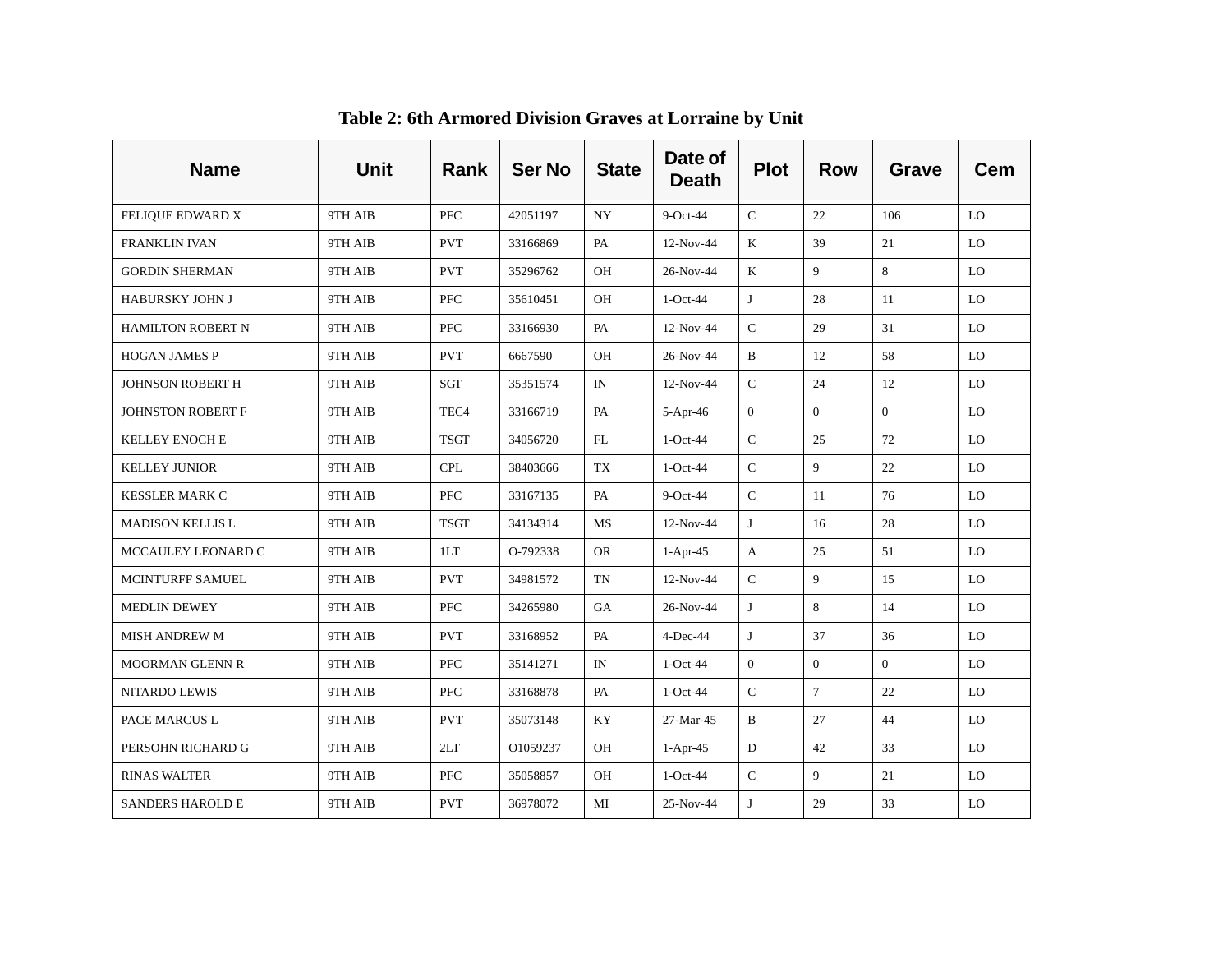**Table 2: 6th Armored Division Graves at Lorraine by Unit**

| Name | Unit | Rank | Ser No | State | Date of Death | Plot | Row | Grave | Cem |
|---|---|---|---|---|---|---|---|---|---|
| FELIQUE EDWARD X | 9TH AIB | PFC | 42051197 | NY | 9-Oct-44 | C | 22 | 106 | LO |
| FRANKLIN IVAN | 9TH AIB | PVT | 33166869 | PA | 12-Nov-44 | K | 39 | 21 | LO |
| GORDIN SHERMAN | 9TH AIB | PVT | 35296762 | OH | 26-Nov-44 | K | 9 | 8 | LO |
| HABURSKY JOHN J | 9TH AIB | PFC | 35610451 | OH | 1-Oct-44 | J | 28 | 11 | LO |
| HAMILTON ROBERT N | 9TH AIB | PFC | 33166930 | PA | 12-Nov-44 | C | 29 | 31 | LO |
| HOGAN JAMES P | 9TH AIB | PVT | 6667590 | OH | 26-Nov-44 | B | 12 | 58 | LO |
| JOHNSON ROBERT H | 9TH AIB | SGT | 35351574 | IN | 12-Nov-44 | C | 24 | 12 | LO |
| JOHNSTON ROBERT F | 9TH AIB | TEC4 | 33166719 | PA | 5-Apr-46 | 0 | 0 | 0 | LO |
| KELLEY ENOCH E | 9TH AIB | TSGT | 34056720 | FL | 1-Oct-44 | C | 25 | 72 | LO |
| KELLEY JUNIOR | 9TH AIB | CPL | 38403666 | TX | 1-Oct-44 | C | 9 | 22 | LO |
| KESSLER MARK C | 9TH AIB | PFC | 33167135 | PA | 9-Oct-44 | C | 11 | 76 | LO |
| MADISON KELLIS L | 9TH AIB | TSGT | 34134314 | MS | 12-Nov-44 | J | 16 | 28 | LO |
| MCCAULEY LEONARD C | 9TH AIB | 1LT | O-792338 | OR | 1-Apr-45 | A | 25 | 51 | LO |
| MCINTURFF SAMUEL | 9TH AIB | PVT | 34981572 | TN | 12-Nov-44 | C | 9 | 15 | LO |
| MEDLIN DEWEY | 9TH AIB | PFC | 34265980 | GA | 26-Nov-44 | J | 8 | 14 | LO |
| MISH ANDREW M | 9TH AIB | PVT | 33168952 | PA | 4-Dec-44 | J | 37 | 36 | LO |
| MOORMAN GLENN R | 9TH AIB | PFC | 35141271 | IN | 1-Oct-44 | 0 | 0 | 0 | LO |
| NITARDO LEWIS | 9TH AIB | PFC | 33168878 | PA | 1-Oct-44 | C | 7 | 22 | LO |
| PACE MARCUS L | 9TH AIB | PVT | 35073148 | KY | 27-Mar-45 | B | 27 | 44 | LO |
| PERSOHN RICHARD G | 9TH AIB | 2LT | O1059237 | OH | 1-Apr-45 | D | 42 | 33 | LO |
| RINAS WALTER | 9TH AIB | PFC | 35058857 | OH | 1-Oct-44 | C | 9 | 21 | LO |
| SANDERS HAROLD E | 9TH AIB | PVT | 36978072 | MI | 25-Nov-44 | J | 29 | 33 | LO |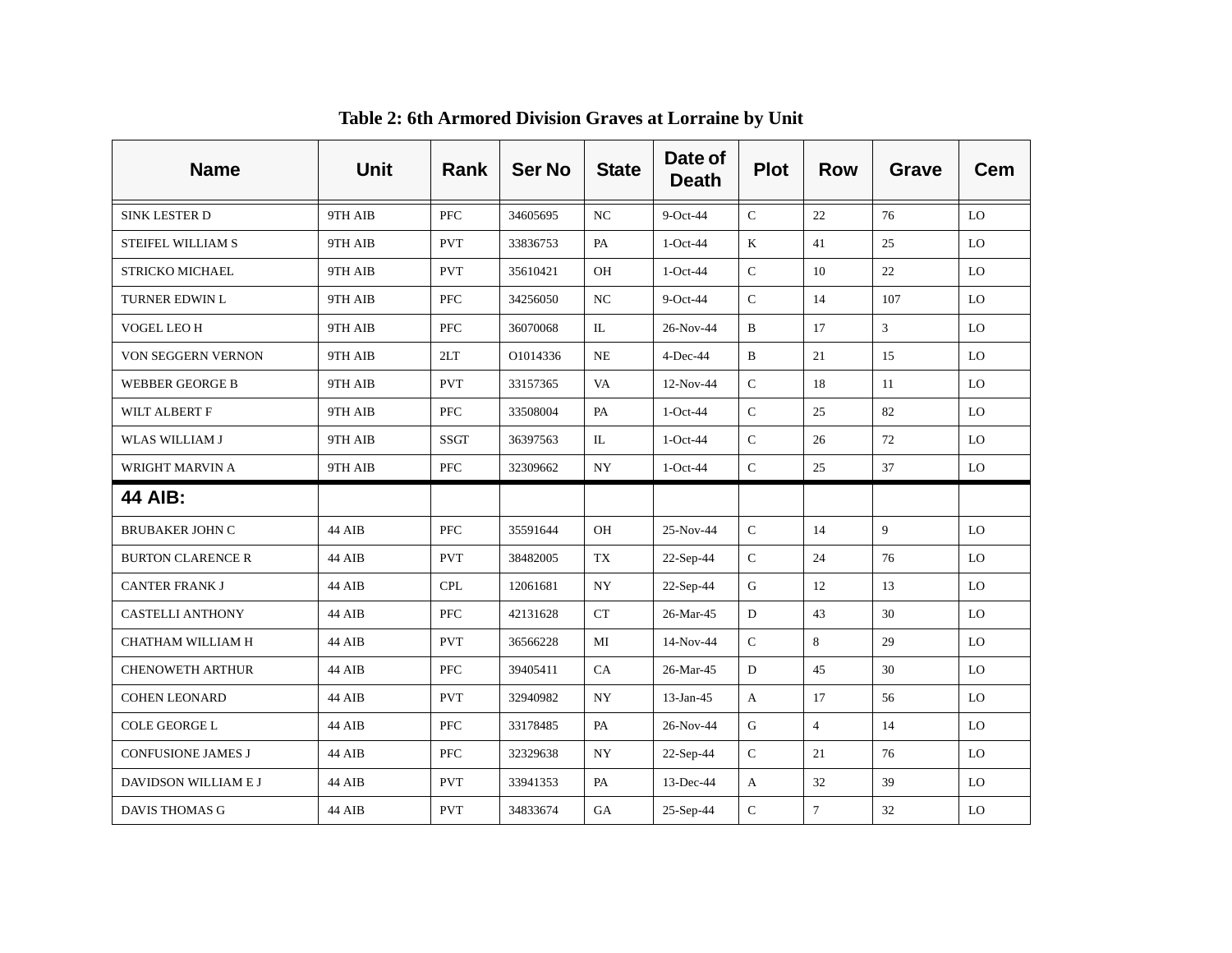### Table 2: 6th Armored Division Graves at Lorraine by Unit

| Name | Unit | Rank | Ser No | State | Date of Death | Plot | Row | Grave | Cem |
|---|---|---|---|---|---|---|---|---|---|
| SINK LESTER D | 9TH AIB | PFC | 34605695 | NC | 9-Oct-44 | C | 22 | 76 | LO |
| STEIFEL WILLIAM S | 9TH AIB | PVT | 33836753 | PA | 1-Oct-44 | K | 41 | 25 | LO |
| STRICKO MICHAEL | 9TH AIB | PVT | 35610421 | OH | 1-Oct-44 | C | 10 | 22 | LO |
| TURNER EDWIN L | 9TH AIB | PFC | 34256050 | NC | 9-Oct-44 | C | 14 | 107 | LO |
| VOGEL LEO H | 9TH AIB | PFC | 36070068 | IL | 26-Nov-44 | B | 17 | 3 | LO |
| VON SEGGERN VERNON | 9TH AIB | 2LT | O1014336 | NE | 4-Dec-44 | B | 21 | 15 | LO |
| WEBBER GEORGE B | 9TH AIB | PVT | 33157365 | VA | 12-Nov-44 | C | 18 | 11 | LO |
| WILT ALBERT F | 9TH AIB | PFC | 33508004 | PA | 1-Oct-44 | C | 25 | 82 | LO |
| WLAS WILLIAM J | 9TH AIB | SSGT | 36397563 | IL | 1-Oct-44 | C | 26 | 72 | LO |
| WRIGHT MARVIN A | 9TH AIB | PFC | 32309662 | NY | 1-Oct-44 | C | 25 | 37 | LO |
| **44 AIB:** | | | | | | | | | |
| BRUBAKER JOHN C | 44 AIB | PFC | 35591644 | OH | 25-Nov-44 | C | 14 | 9 | LO |
| BURTON CLARENCE R | 44 AIB | PVT | 38482005 | TX | 22-Sep-44 | C | 24 | 76 | LO |
| CANTER FRANK J | 44 AIB | CPL | 12061681 | NY | 22-Sep-44 | G | 12 | 13 | LO |
| CASTELLI ANTHONY | 44 AIB | PFC | 42131628 | CT | 26-Mar-45 | D | 43 | 30 | LO |
| CHATHAM WILLIAM H | 44 AIB | PVT | 36566228 | MI | 14-Nov-44 | C | 8 | 29 | LO |
| CHENOWETH ARTHUR | 44 AIB | PFC | 39405411 | CA | 26-Mar-45 | D | 45 | 30 | LO |
| COHEN LEONARD | 44 AIB | PVT | 32940982 | NY | 13-Jan-45 | A | 17 | 56 | LO |
| COLE GEORGE L | 44 AIB | PFC | 33178485 | PA | 26-Nov-44 | G | 4 | 14 | LO |
| CONFUSIONE JAMES J | 44 AIB | PFC | 32329638 | NY | 22-Sep-44 | C | 21 | 76 | LO |
| DAVIDSON WILLIAM E J | 44 AIB | PVT | 33941353 | PA | 13-Dec-44 | A | 32 | 39 | LO |
| DAVIS THOMAS G | 44 AIB | PVT | 34833674 | GA | 25-Sep-44 | C | 7 | 32 | LO |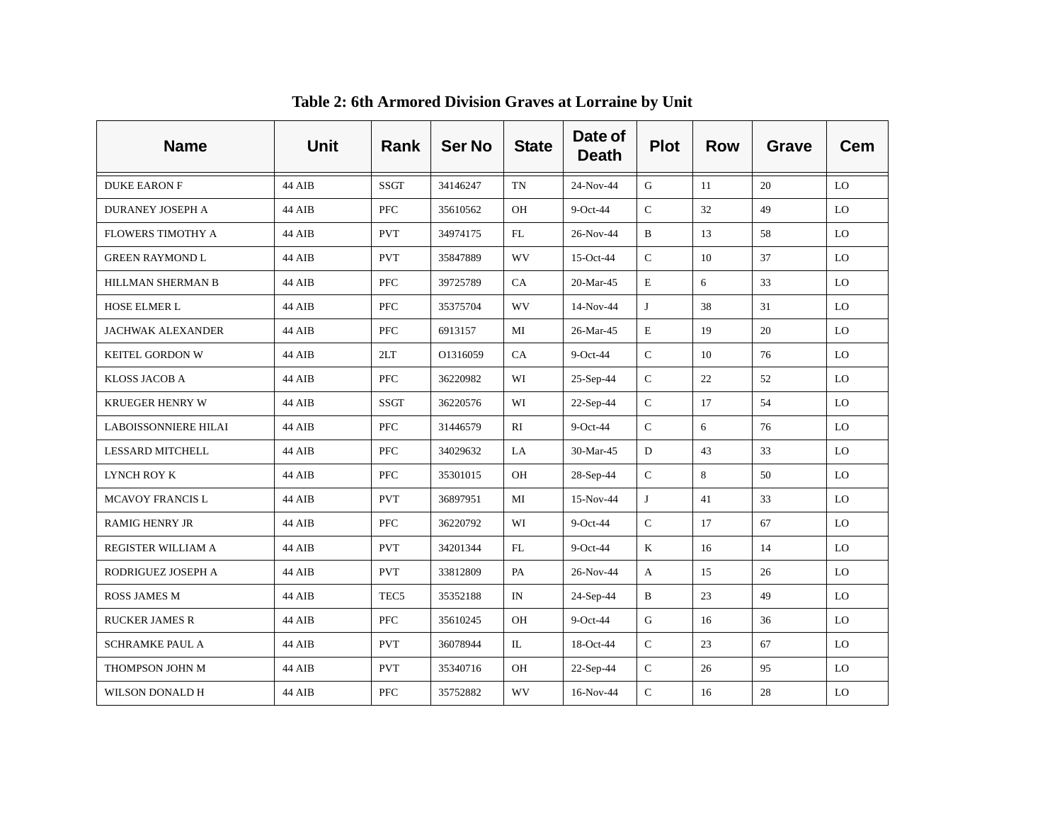**Table 2: 6th Armored Division Graves at Lorraine by Unit**

| Name | Unit | Rank | Ser No | State | Date of Death | Plot | Row | Grave | Cem |
|---|---|---|---|---|---|---|---|---|---|
| DUKE EARON F | 44 AIB | SSGT | 34146247 | TN | 24-Nov-44 | G | 11 | 20 | LO |
| DURANEY JOSEPH A | 44 AIB | PFC | 35610562 | OH | 9-Oct-44 | C | 32 | 49 | LO |
| FLOWERS TIMOTHY A | 44 AIB | PVT | 34974175 | FL | 26-Nov-44 | B | 13 | 58 | LO |
| GREEN RAYMOND L | 44 AIB | PVT | 35847889 | WV | 15-Oct-44 | C | 10 | 37 | LO |
| HILLMAN SHERMAN B | 44 AIB | PFC | 39725789 | CA | 20-Mar-45 | E | 6 | 33 | LO |
| HOSE ELMER L | 44 AIB | PFC | 35375704 | WV | 14-Nov-44 | J | 38 | 31 | LO |
| JACHWAK ALEXANDER | 44 AIB | PFC | 6913157 | MI | 26-Mar-45 | E | 19 | 20 | LO |
| KEITEL GORDON W | 44 AIB | 2LT | O1316059 | CA | 9-Oct-44 | C | 10 | 76 | LO |
| KLOSS JACOB A | 44 AIB | PFC | 36220982 | WI | 25-Sep-44 | C | 22 | 52 | LO |
| KRUEGER HENRY W | 44 AIB | SSGT | 36220576 | WI | 22-Sep-44 | C | 17 | 54 | LO |
| LABOISSONNIERE HILAI | 44 AIB | PFC | 31446579 | RI | 9-Oct-44 | C | 6 | 76 | LO |
| LESSARD MITCHELL | 44 AIB | PFC | 34029632 | LA | 30-Mar-45 | D | 43 | 33 | LO |
| LYNCH ROY K | 44 AIB | PFC | 35301015 | OH | 28-Sep-44 | C | 8 | 50 | LO |
| MCAVOY FRANCIS L | 44 AIB | PVT | 36897951 | MI | 15-Nov-44 | J | 41 | 33 | LO |
| RAMIG HENRY JR | 44 AIB | PFC | 36220792 | WI | 9-Oct-44 | C | 17 | 67 | LO |
| REGISTER WILLIAM A | 44 AIB | PVT | 34201344 | FL | 9-Oct-44 | K | 16 | 14 | LO |
| RODRIGUEZ JOSEPH A | 44 AIB | PVT | 33812809 | PA | 26-Nov-44 | A | 15 | 26 | LO |
| ROSS JAMES M | 44 AIB | TEC5 | 35352188 | IN | 24-Sep-44 | B | 23 | 49 | LO |
| RUCKER JAMES R | 44 AIB | PFC | 35610245 | OH | 9-Oct-44 | G | 16 | 36 | LO |
| SCHRAMKE PAUL A | 44 AIB | PVT | 36078944 | IL | 18-Oct-44 | C | 23 | 67 | LO |
| THOMPSON JOHN M | 44 AIB | PVT | 35340716 | OH | 22-Sep-44 | C | 26 | 95 | LO |
| WILSON DONALD H | 44 AIB | PFC | 35752882 | WV | 16-Nov-44 | C | 16 | 28 | LO |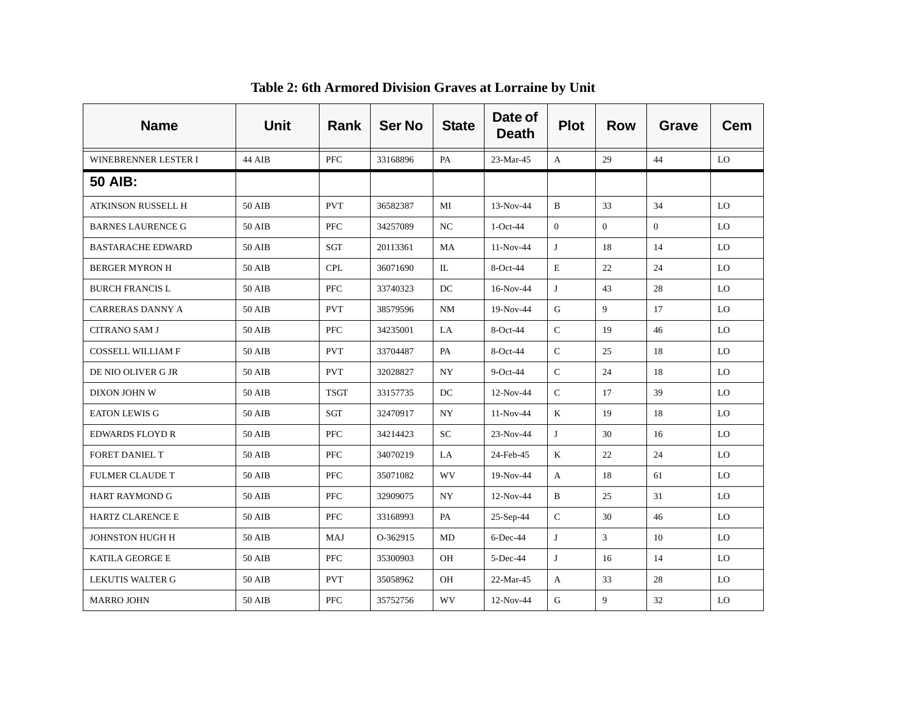### Table 2: 6th Armored Division Graves at Lorraine by Unit

| Name | Unit | Rank | Ser No | State | Date of Death | Plot | Row | Grave | Cem |
|---|---|---|---|---|---|---|---|---|---|
| WINEBRENNER LESTER I | 44 AIB | PFC | 33168896 | PA | 23-Mar-45 | A | 29 | 44 | LO |
| **50 AIB:** | | | | | | | | | |
| ATKINSON RUSSELL H | 50 AIB | PVT | 36582387 | MI | 13-Nov-44 | B | 33 | 34 | LO |
| BARNES LAURENCE G | 50 AIB | PFC | 34257089 | NC | 1-Oct-44 | 0 | 0 | 0 | LO |
| BASTARACHE EDWARD | 50 AIB | SGT | 20113361 | MA | 11-Nov-44 | J | 18 | 14 | LO |
| BERGER MYRON H | 50 AIB | CPL | 36071690 | IL | 8-Oct-44 | E | 22 | 24 | LO |
| BURCH FRANCIS L | 50 AIB | PFC | 33740323 | DC | 16-Nov-44 | J | 43 | 28 | LO |
| CARRERAS DANNY A | 50 AIB | PVT | 38579596 | NM | 19-Nov-44 | G | 9 | 17 | LO |
| CITRANO SAM J | 50 AIB | PFC | 34235001 | LA | 8-Oct-44 | C | 19 | 46 | LO |
| COSSELL WILLIAM F | 50 AIB | PVT | 33704487 | PA | 8-Oct-44 | C | 25 | 18 | LO |
| DE NIO OLIVER G JR | 50 AIB | PVT | 32028827 | NY | 9-Oct-44 | C | 24 | 18 | LO |
| DIXON JOHN W | 50 AIB | TSGT | 33157735 | DC | 12-Nov-44 | C | 17 | 39 | LO |
| EATON LEWIS G | 50 AIB | SGT | 32470917 | NY | 11-Nov-44 | K | 19 | 18 | LO |
| EDWARDS FLOYD R | 50 AIB | PFC | 34214423 | SC | 23-Nov-44 | J | 30 | 16 | LO |
| FORET DANIEL T | 50 AIB | PFC | 34070219 | LA | 24-Feb-45 | K | 22 | 24 | LO |
| FULMER CLAUDE T | 50 AIB | PFC | 35071082 | WV | 19-Nov-44 | A | 18 | 61 | LO |
| HART RAYMOND G | 50 AIB | PFC | 32909075 | NY | 12-Nov-44 | B | 25 | 31 | LO |
| HARTZ CLARENCE E | 50 AIB | PFC | 33168993 | PA | 25-Sep-44 | C | 30 | 46 | LO |
| JOHNSTON HUGH H | 50 AIB | MAJ | O-362915 | MD | 6-Dec-44 | J | 3 | 10 | LO |
| KATILA GEORGE E | 50 AIB | PFC | 35300903 | OH | 5-Dec-44 | J | 16 | 14 | LO |
| LEKUTIS WALTER G | 50 AIB | PVT | 35058962 | OH | 22-Mar-45 | A | 33 | 28 | LO |
| MARRO JOHN | 50 AIB | PFC | 35752756 | WV | 12-Nov-44 | G | 9 | 32 | LO |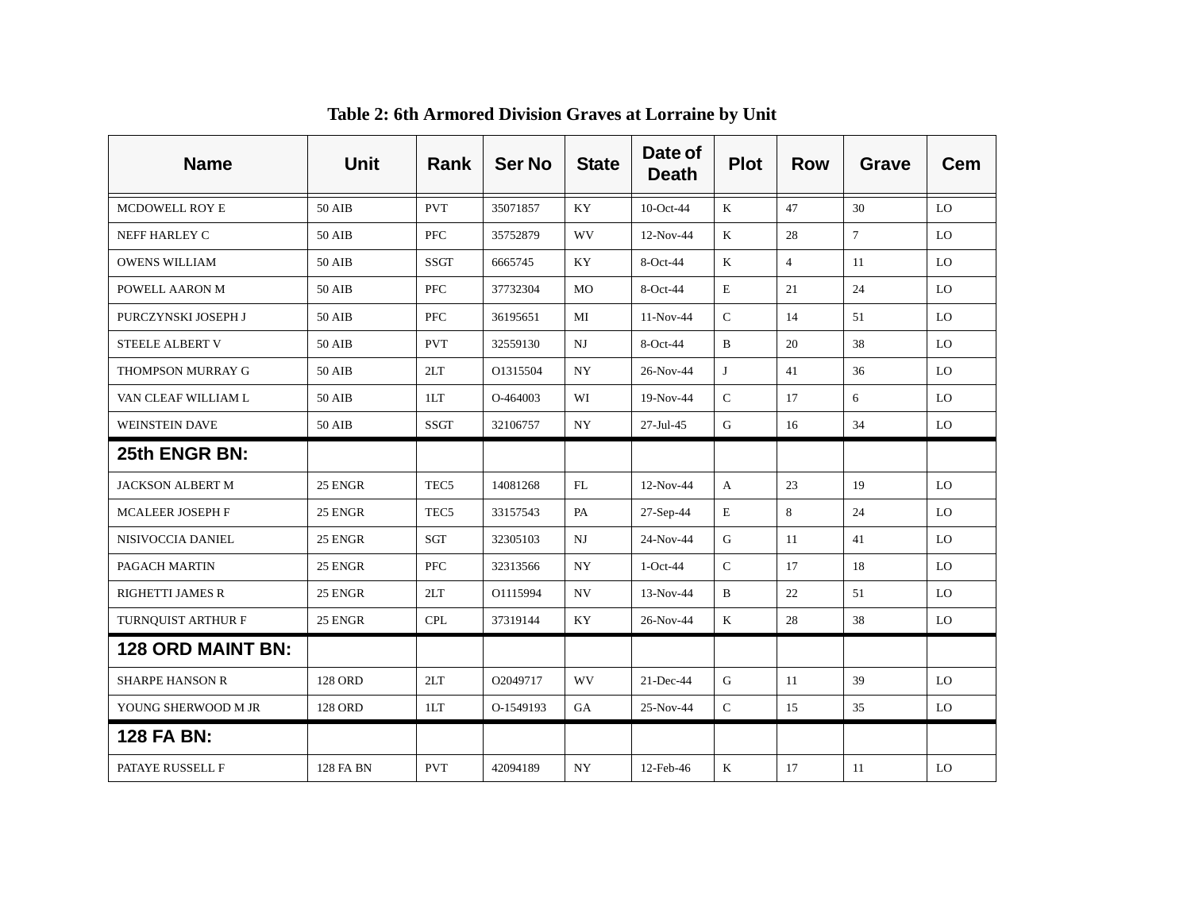**Table 2: 6th Armored Division Graves at Lorraine by Unit**

| Name | Unit | Rank | Ser No | State | Date of Death | Plot | Row | Grave | Cem |
|---|---|---|---|---|---|---|---|---|---|
| MCDOWELL ROY E | 50 AIB | PVT | 35071857 | KY | 10-Oct-44 | K | 47 | 30 | LO |
| NEFF HARLEY C | 50 AIB | PFC | 35752879 | WV | 12-Nov-44 | K | 28 | 7 | LO |
| OWENS WILLIAM | 50 AIB | SSGT | 6665745 | KY | 8-Oct-44 | K | 4 | 11 | LO |
| POWELL AARON M | 50 AIB | PFC | 37732304 | MO | 8-Oct-44 | E | 21 | 24 | LO |
| PURCZYNSKI JOSEPH J | 50 AIB | PFC | 36195651 | MI | 11-Nov-44 | C | 14 | 51 | LO |
| STEELE ALBERT V | 50 AIB | PVT | 32559130 | NJ | 8-Oct-44 | B | 20 | 38 | LO |
| THOMPSON MURRAY G | 50 AIB | 2LT | O1315504 | NY | 26-Nov-44 | J | 41 | 36 | LO |
| VAN CLEAF WILLIAM L | 50 AIB | 1LT | O-464003 | WI | 19-Nov-44 | C | 17 | 6 | LO |
| WEINSTEIN DAVE | 50 AIB | SSGT | 32106757 | NY | 27-Jul-45 | G | 16 | 34 | LO |
| **25th ENGR BN:** | | | | | | | | | |
| JACKSON ALBERT M | 25 ENGR | TEC5 | 14081268 | FL | 12-Nov-44 | A | 23 | 19 | LO |
| MCALEER JOSEPH F | 25 ENGR | TEC5 | 33157543 | PA | 27-Sep-44 | E | 8 | 24 | LO |
| NISIVOCCIA DANIEL | 25 ENGR | SGT | 32305103 | NJ | 24-Nov-44 | G | 11 | 41 | LO |
| PAGACH MARTIN | 25 ENGR | PFC | 32313566 | NY | 1-Oct-44 | C | 17 | 18 | LO |
| RIGHETTI JAMES R | 25 ENGR | 2LT | O1115994 | NV | 13-Nov-44 | B | 22 | 51 | LO |
| TURNQUIST ARTHUR F | 25 ENGR | CPL | 37319144 | KY | 26-Nov-44 | K | 28 | 38 | LO |
| **128 ORD MAINT BN:** | | | | | | | | | |
| SHARPE HANSON R | 128 ORD | 2LT | O2049717 | WV | 21-Dec-44 | G | 11 | 39 | LO |
| YOUNG SHERWOOD M JR | 128 ORD | 1LT | O-1549193 | GA | 25-Nov-44 | C | 15 | 35 | LO |
| **128 FA BN:** | | | | | | | | | |
| PATAYE RUSSELL F | 128 FA BN | PVT | 42094189 | NY | 12-Feb-46 | K | 17 | 11 | LO |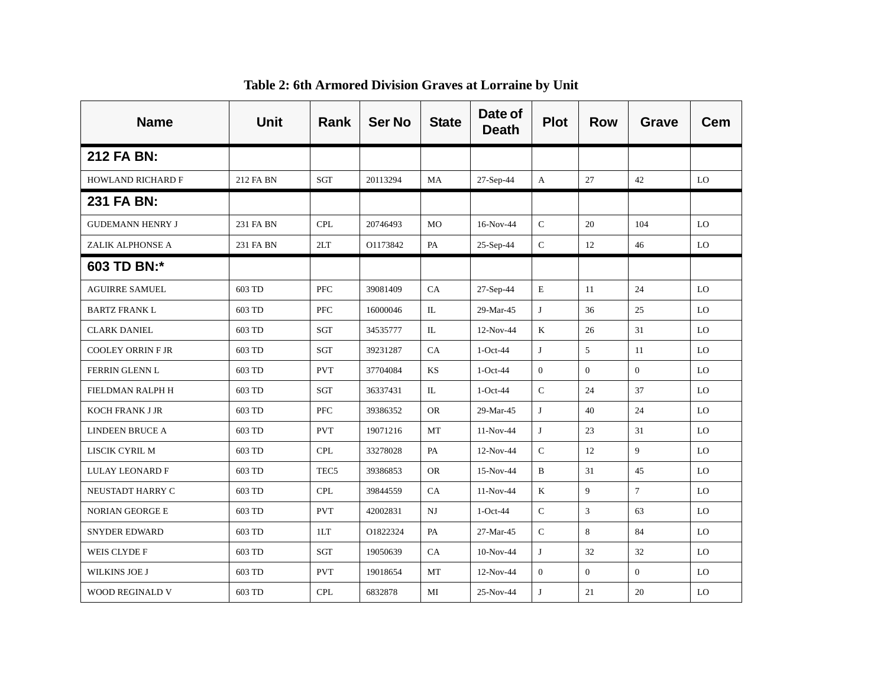**Table 2: 6th Armored Division Graves at Lorraine by Unit**

| Name | Unit | Rank | Ser No | State | Date of Death | Plot | Row | Grave | Cem |
|---|---|---|---|---|---|---|---|---|---|
| **212 FA BN:** | | | | | | | | | |
| HOWLAND RICHARD F | 212 FA BN | SGT | 20113294 | MA | 27-Sep-44 | A | 27 | 42 | LO |
| **231 FA BN:** | | | | | | | | | |
| GUDEMANN HENRY J | 231 FA BN | CPL | 20746493 | MO | 16-Nov-44 | C | 20 | 104 | LO |
| ZALIK ALPHONSE A | 231 FA BN | 2LT | O1173842 | PA | 25-Sep-44 | C | 12 | 46 | LO |
| **603 TD BN:*** | | | | | | | | | |
| AGUIRRE SAMUEL | 603 TD | PFC | 39081409 | CA | 27-Sep-44 | E | 11 | 24 | LO |
| BARTZ FRANK L | 603 TD | PFC | 16000046 | IL | 29-Mar-45 | J | 36 | 25 | LO |
| CLARK DANIEL | 603 TD | SGT | 34535777 | IL | 12-Nov-44 | K | 26 | 31 | LO |
| COOLEY ORRIN F JR | 603 TD | SGT | 39231287 | CA | 1-Oct-44 | J | 5 | 11 | LO |
| FERRIN GLENN L | 603 TD | PVT | 37704084 | KS | 1-Oct-44 | 0 | 0 | 0 | LO |
| FIELDMAN RALPH H | 603 TD | SGT | 36337431 | IL | 1-Oct-44 | C | 24 | 37 | LO |
| KOCH FRANK J JR | 603 TD | PFC | 39386352 | OR | 29-Mar-45 | J | 40 | 24 | LO |
| LINDEEN BRUCE A | 603 TD | PVT | 19071216 | MT | 11-Nov-44 | J | 23 | 31 | LO |
| LISCIK CYRIL M | 603 TD | CPL | 33278028 | PA | 12-Nov-44 | C | 12 | 9 | LO |
| LULAY LEONARD F | 603 TD | TEC5 | 39386853 | OR | 15-Nov-44 | B | 31 | 45 | LO |
| NEUSTADT HARRY C | 603 TD | CPL | 39844559 | CA | 11-Nov-44 | K | 9 | 7 | LO |
| NORIAN GEORGE E | 603 TD | PVT | 42002831 | NJ | 1-Oct-44 | C | 3 | 63 | LO |
| SNYDER EDWARD | 603 TD | 1LT | O1822324 | PA | 27-Mar-45 | C | 8 | 84 | LO |
| WEIS CLYDE F | 603 TD | SGT | 19050639 | CA | 10-Nov-44 | J | 32 | 32 | LO |
| WILKINS JOE J | 603 TD | PVT | 19018654 | MT | 12-Nov-44 | 0 | 0 | 0 | LO |
| WOOD REGINALD V | 603 TD | CPL | 6832878 | MI | 25-Nov-44 | J | 21 | 20 | LO |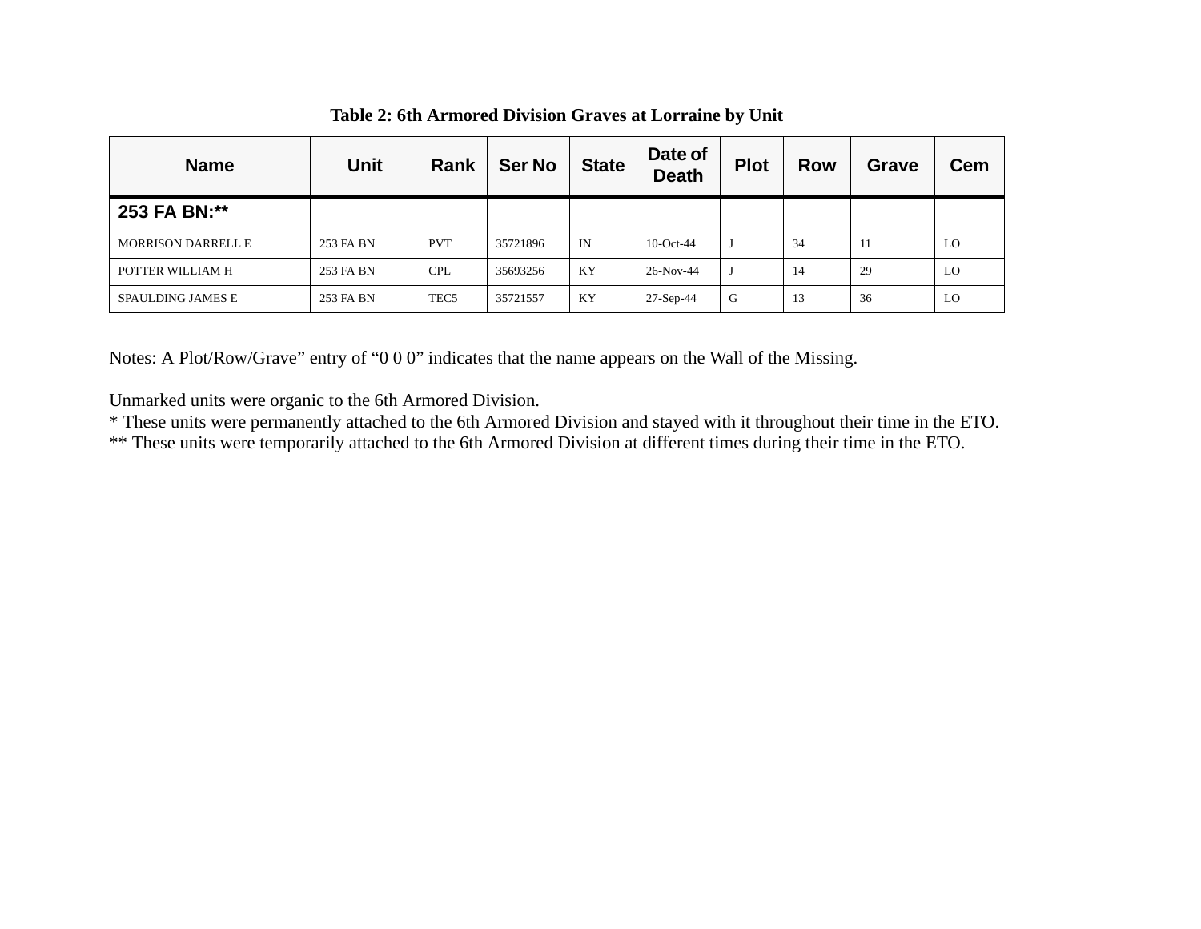**Table 2: 6th Armored Division Graves at Lorraine by Unit**

| Name | Unit | Rank | Ser No | State | Date of Death | Plot | Row | Grave | Cem |
|---|---|---|---|---|---|---|---|---|---|
| **253 FA BN:**** | | | | | | | | | |
| MORRISON DARRELL E | 253 FA BN | PVT | 35721896 | IN | 10-Oct-44 | J | 34 | 11 | LO |
| POTTER WILLIAM H | 253 FA BN | CPL | 35693256 | KY | 26-Nov-44 | J | 14 | 29 | LO |
| SPAULDING JAMES E | 253 FA BN | TEC5 | 35721557 | KY | 27-Sep-44 | G | 13 | 36 | LO |

Notes: A Plot/Row/Grave” entry of “0 0 0” indicates that the name appears on the Wall of the Missing.

Unmarked units were organic to the 6th Armored Division.
* These units were permanently attached to the 6th Armored Division and stayed with it throughout their time in the ETO.
** These units were temporarily attached to the 6th Armored Division at different times during their time in the ETO.